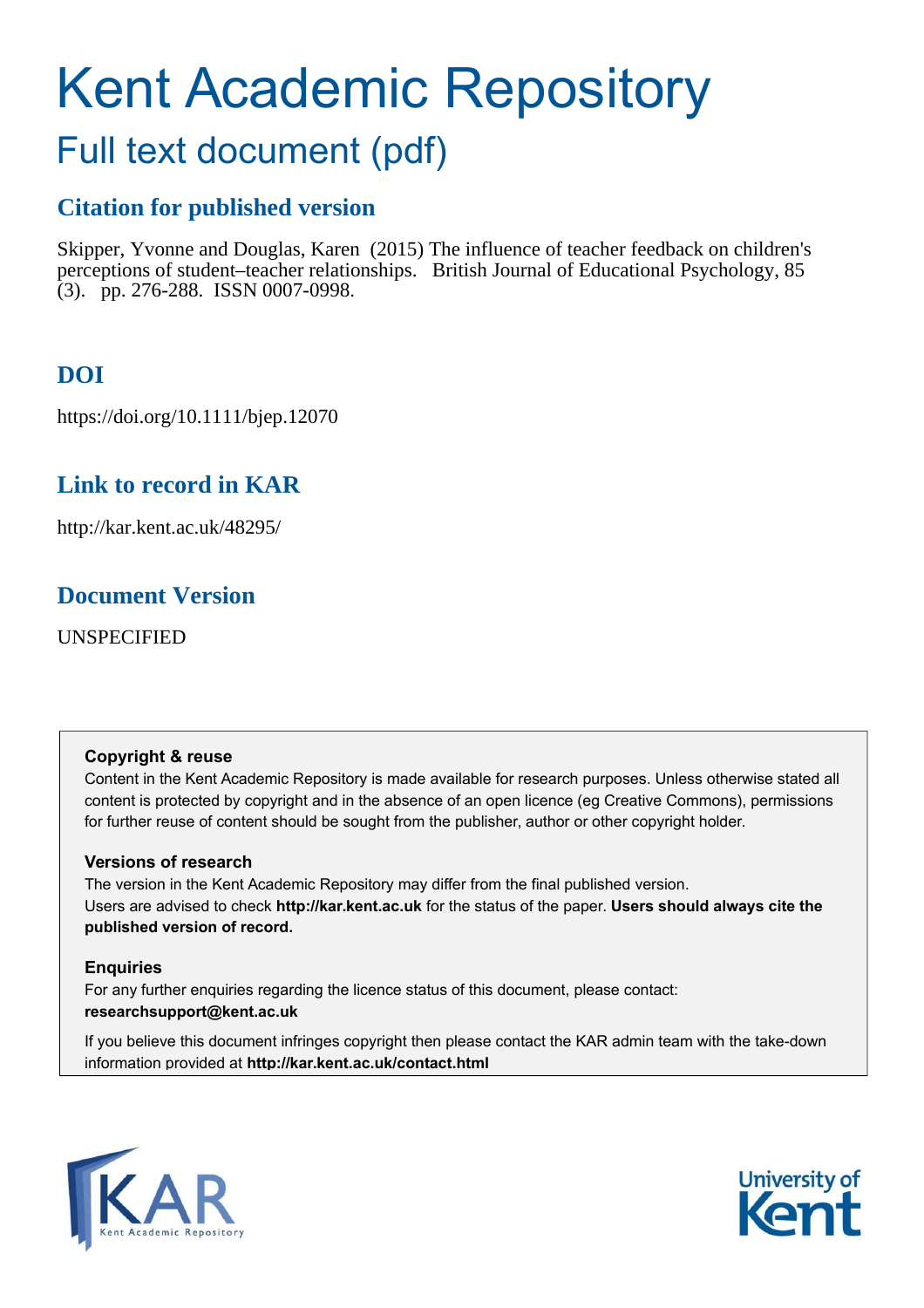# Kent Academic Repository

## Full text document (pdf)

### Citation for published version

Skipper, Yvonne and Douglas, Karen (2015) The influence of teacher feedback on children's perceptions of student–teacher relationships. British Journal of Educational Psychology, 85 (3). pp. 276-288. ISSN 0007-0998.

### DOI

https://doi.org/10.1111/bjep.12070

### Link to record in KAR

http://kar.kent.ac.uk/48295/

### Document Version

UNSPECIFIED

**Copyright & reuse**

Content in the Kent Academic Repository is made available for research purposes. Unless otherwise stated all content is protected by copyright and in the absence of an open licence (eg Creative Commons), permissions for further reuse of content should be sought from the publisher, author or other copyright holder.

**Versions of research**

The version in the Kent Academic Repository may differ from the final published version. Users are advised to check **http://kar.kent.ac.uk** for the status of the paper. **Users should always cite the published version of record.**

**Enquiries**

For any further enquiries regarding the licence status of this document, please contact: **researchsupport@kent.ac.uk**

If you believe this document infringes copyright then please contact the KAR admin team with the take-down information provided at **http://kar.kent.ac.uk/contact.html**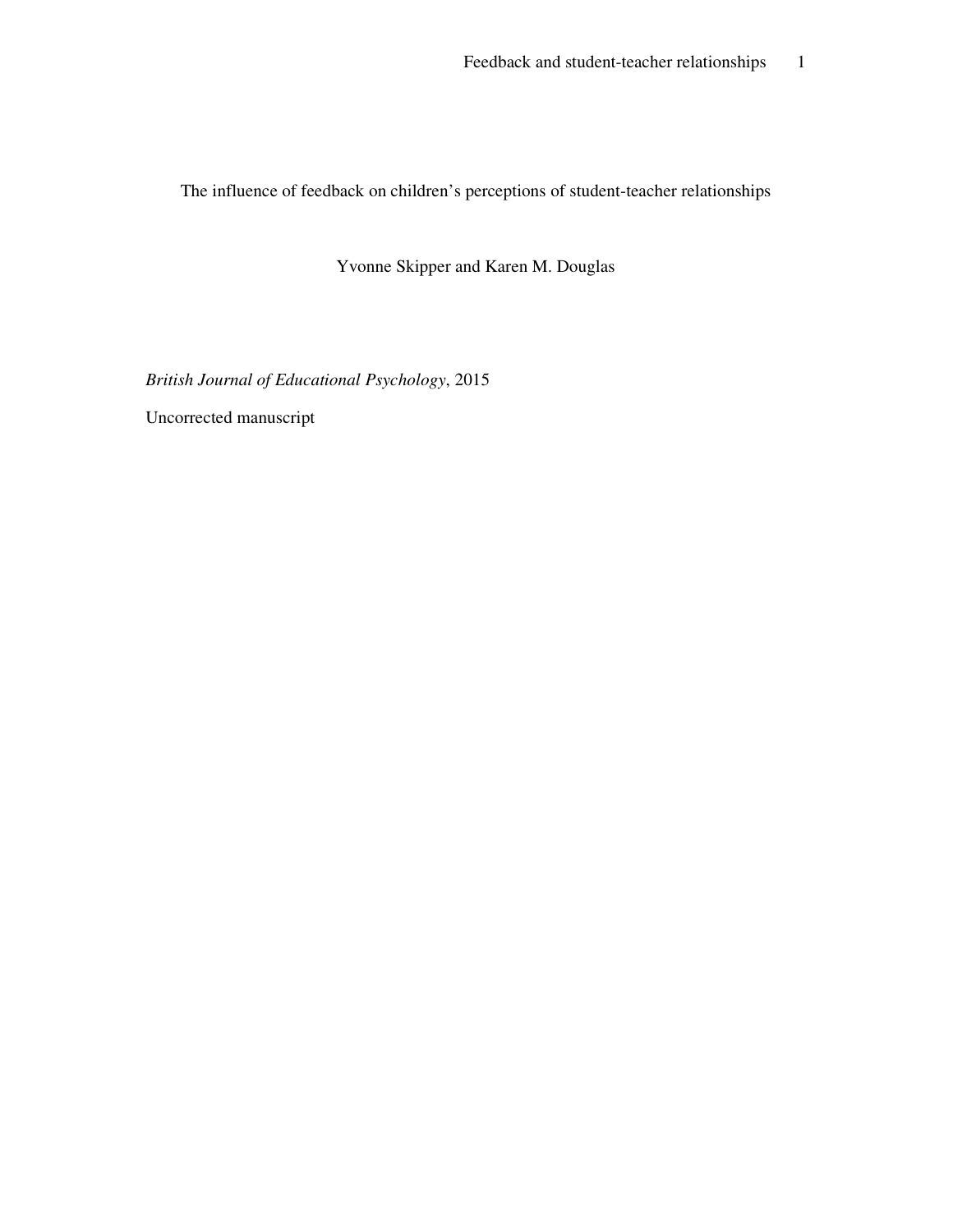# The influence of feedback on children's perceptions of student-teacher relationships

Yvonne Skipper and Karen M. Douglas

*British Journal of Educational Psychology*, 2015

Uncorrected manuscript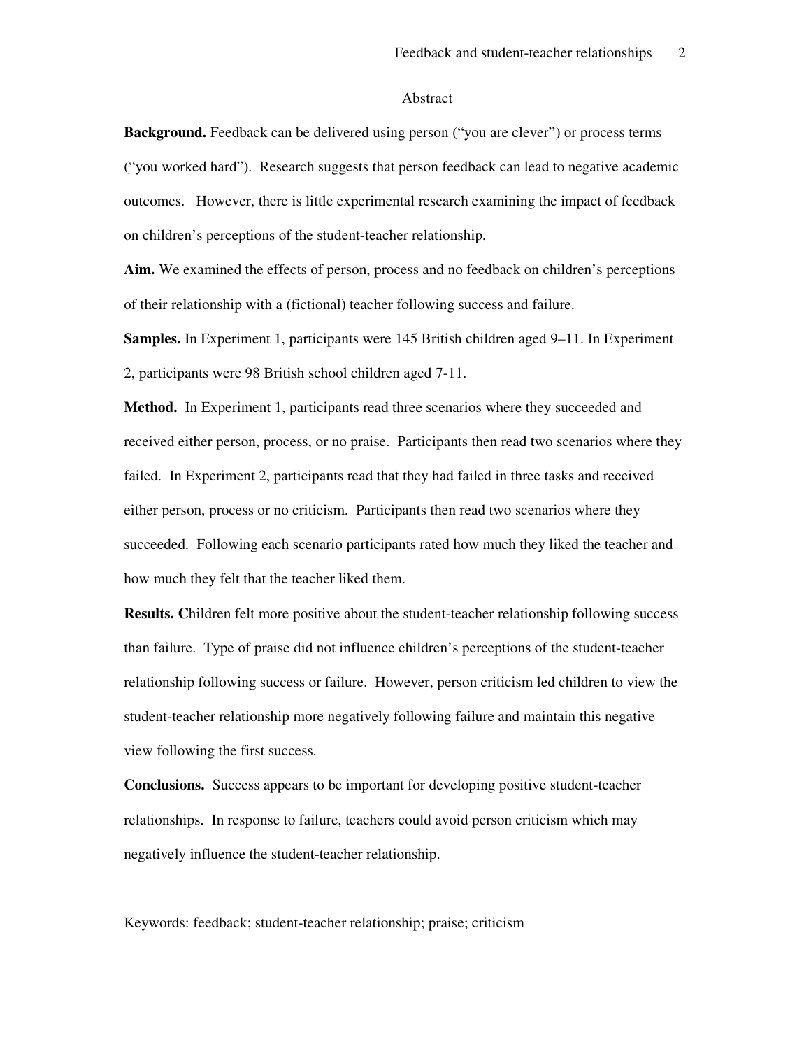## Abstract

**Background.** Feedback can be delivered using person ("you are clever") or process terms ("you worked hard"). Research suggests that person feedback can lead to negative academic outcomes. However, there is little experimental research examining the impact of feedback on children's perceptions of the student-teacher relationship.

**Aim.** We examined the effects of person, process and no feedback on children's perceptions of their relationship with a (fictional) teacher following success and failure.

**Samples.** In Experiment 1, participants were 145 British children aged 9–11. In Experiment 2, participants were 98 British school children aged 7-11.

**Method.** In Experiment 1, participants read three scenarios where they succeeded and received either person, process, or no praise. Participants then read two scenarios where they failed. In Experiment 2, participants read that they had failed in three tasks and received either person, process or no criticism. Participants then read two scenarios where they succeeded. Following each scenario participants rated how much they liked the teacher and how much they felt that the teacher liked them.

**Results.** Children felt more positive about the student-teacher relationship following success than failure. Type of praise did not influence children's perceptions of the student-teacher relationship following success or failure. However, person criticism led children to view the student-teacher relationship more negatively following failure and maintain this negative view following the first success.

**Conclusions.** Success appears to be important for developing positive student-teacher relationships. In response to failure, teachers could avoid person criticism which may negatively influence the student-teacher relationship.

Keywords: feedback; student-teacher relationship; praise; criticism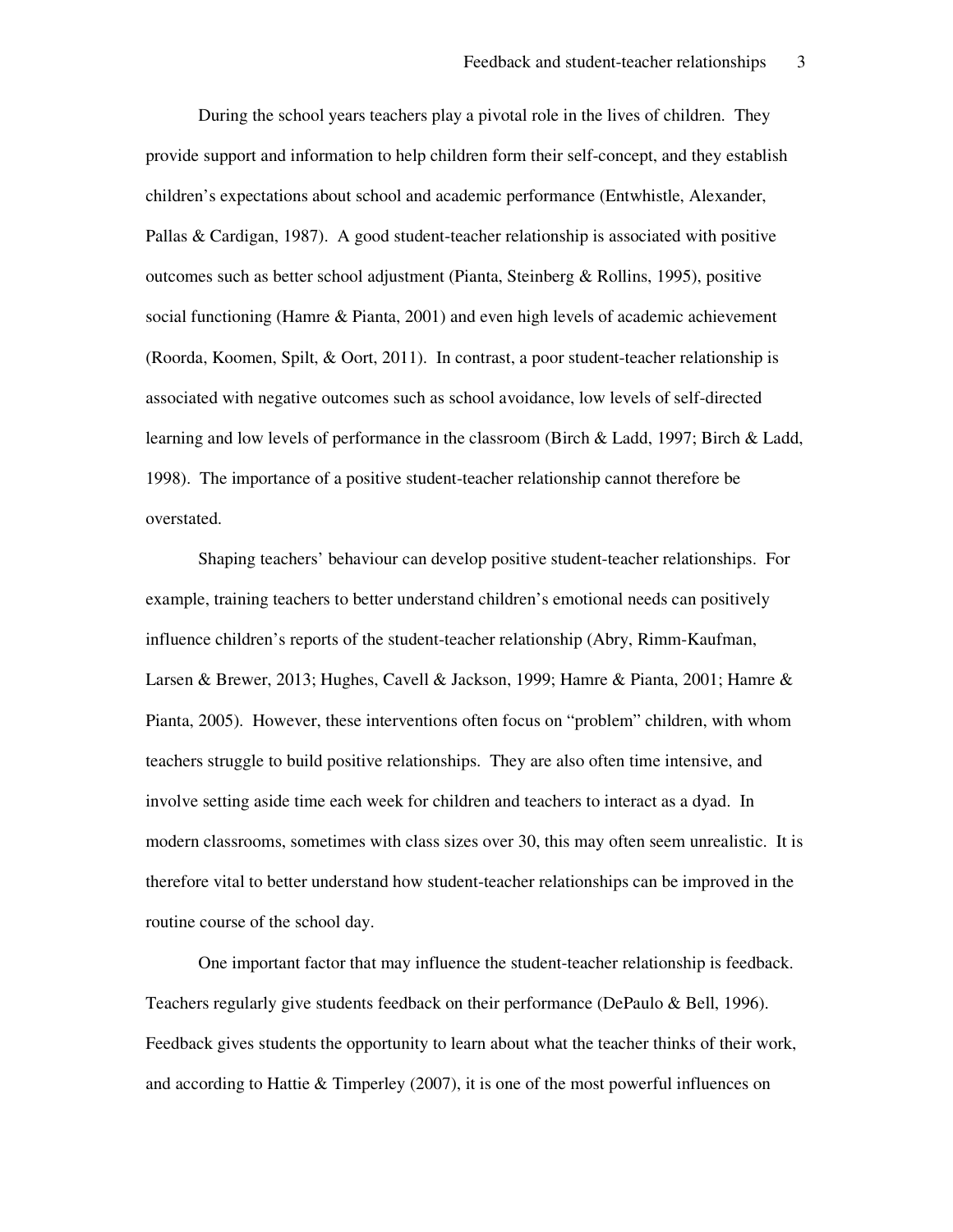During the school years teachers play a pivotal role in the lives of children. They provide support and information to help children form their self-concept, and they establish children's expectations about school and academic performance (Entwhistle, Alexander, Pallas & Cardigan, 1987). A good student-teacher relationship is associated with positive outcomes such as better school adjustment (Pianta, Steinberg & Rollins, 1995), positive social functioning (Hamre & Pianta, 2001) and even high levels of academic achievement (Roorda, Koomen, Spilt, & Oort, 2011). In contrast, a poor student-teacher relationship is associated with negative outcomes such as school avoidance, low levels of self-directed learning and low levels of performance in the classroom (Birch & Ladd, 1997; Birch & Ladd, 1998). The importance of a positive student-teacher relationship cannot therefore be overstated.

Shaping teachers' behaviour can develop positive student-teacher relationships. For example, training teachers to better understand children's emotional needs can positively influence children's reports of the student-teacher relationship (Abry, Rimm-Kaufman, Larsen & Brewer, 2013; Hughes, Cavell & Jackson, 1999; Hamre & Pianta, 2001; Hamre & Pianta, 2005). However, these interventions often focus on "problem" children, with whom teachers struggle to build positive relationships. They are also often time intensive, and involve setting aside time each week for children and teachers to interact as a dyad. In modern classrooms, sometimes with class sizes over 30, this may often seem unrealistic. It is therefore vital to better understand how student-teacher relationships can be improved in the routine course of the school day.

One important factor that may influence the student-teacher relationship is feedback. Teachers regularly give students feedback on their performance (DePaulo & Bell, 1996). Feedback gives students the opportunity to learn about what the teacher thinks of their work, and according to Hattie & Timperley (2007), it is one of the most powerful influences on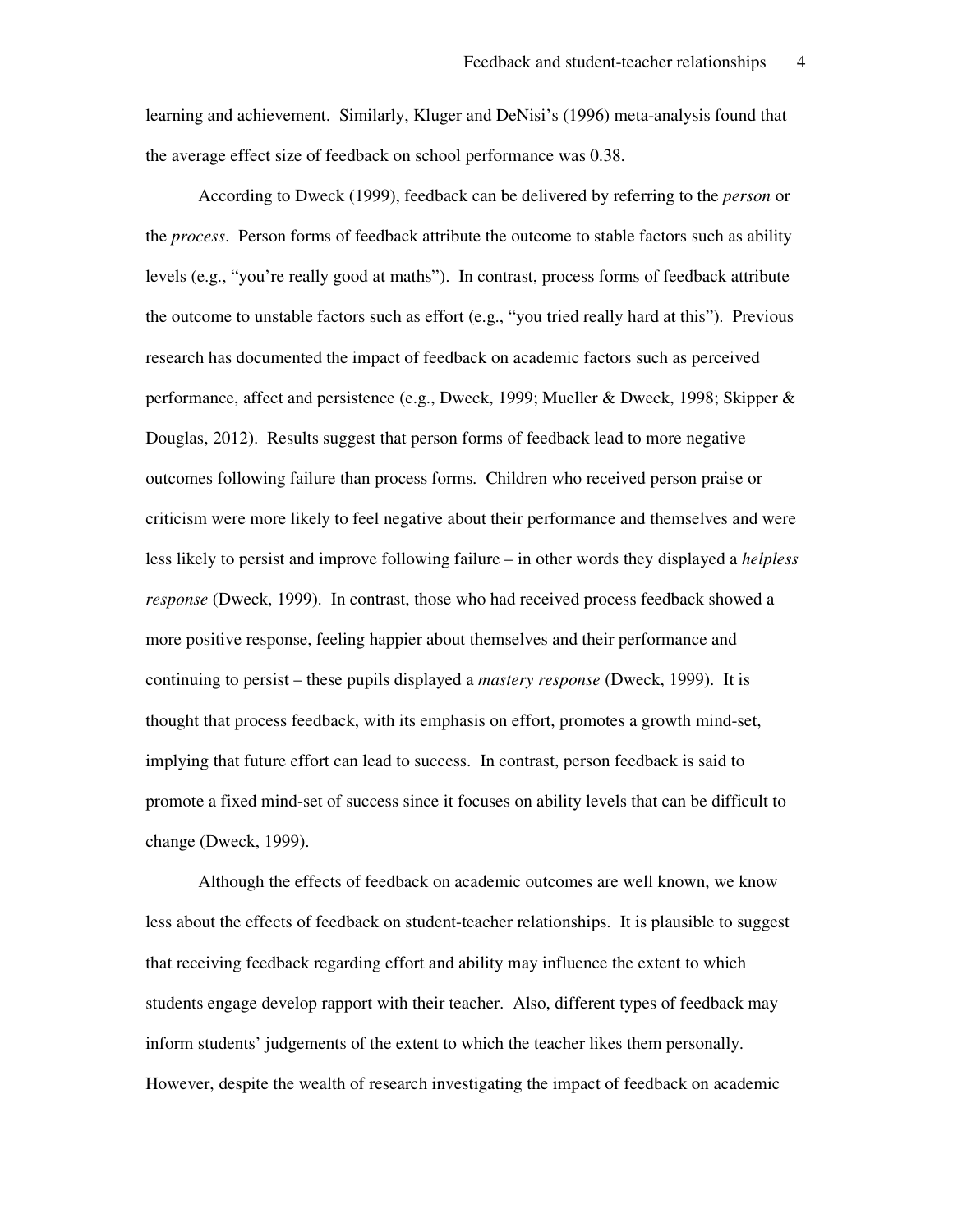learning and achievement. Similarly, Kluger and DeNisi's (1996) meta-analysis found that the average effect size of feedback on school performance was 0.38.

According to Dweck (1999), feedback can be delivered by referring to the *person* or the *process*. Person forms of feedback attribute the outcome to stable factors such as ability levels (e.g., "you're really good at maths"). In contrast, process forms of feedback attribute the outcome to unstable factors such as effort (e.g., "you tried really hard at this"). Previous research has documented the impact of feedback on academic factors such as perceived performance, affect and persistence (e.g., Dweck, 1999; Mueller & Dweck, 1998; Skipper & Douglas, 2012). Results suggest that person forms of feedback lead to more negative outcomes following failure than process forms. Children who received person praise or criticism were more likely to feel negative about their performance and themselves and were less likely to persist and improve following failure – in other words they displayed a *helpless response* (Dweck, 1999). In contrast, those who had received process feedback showed a more positive response, feeling happier about themselves and their performance and continuing to persist – these pupils displayed a *mastery response* (Dweck, 1999). It is thought that process feedback, with its emphasis on effort, promotes a growth mind-set, implying that future effort can lead to success. In contrast, person feedback is said to promote a fixed mind-set of success since it focuses on ability levels that can be difficult to change (Dweck, 1999).

Although the effects of feedback on academic outcomes are well known, we know less about the effects of feedback on student-teacher relationships. It is plausible to suggest that receiving feedback regarding effort and ability may influence the extent to which students engage develop rapport with their teacher. Also, different types of feedback may inform students' judgements of the extent to which the teacher likes them personally. However, despite the wealth of research investigating the impact of feedback on academic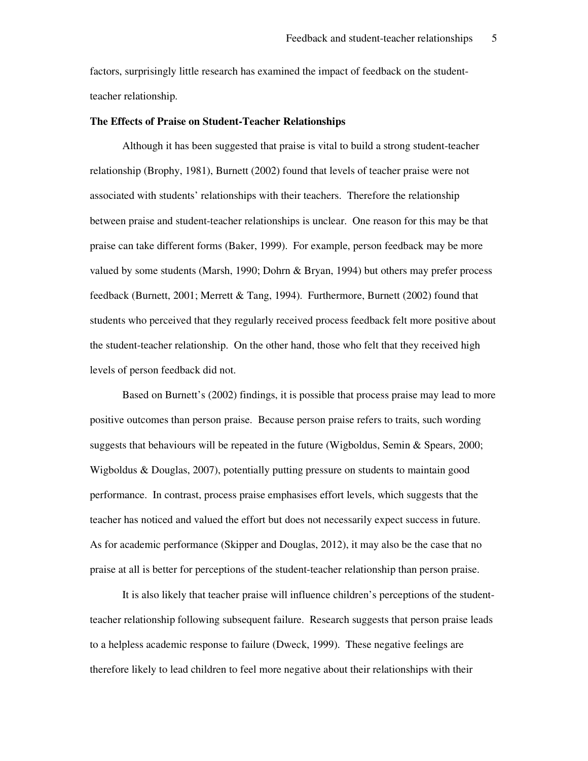factors, surprisingly little research has examined the impact of feedback on the student-teacher relationship.

**The Effects of Praise on Student-Teacher Relationships**

Although it has been suggested that praise is vital to build a strong student-teacher relationship (Brophy, 1981), Burnett (2002) found that levels of teacher praise were not associated with students' relationships with their teachers. Therefore the relationship between praise and student-teacher relationships is unclear. One reason for this may be that praise can take different forms (Baker, 1999). For example, person feedback may be more valued by some students (Marsh, 1990; Dohrn & Bryan, 1994) but others may prefer process feedback (Burnett, 2001; Merrett & Tang, 1994). Furthermore, Burnett (2002) found that students who perceived that they regularly received process feedback felt more positive about the student-teacher relationship. On the other hand, those who felt that they received high levels of person feedback did not.

Based on Burnett's (2002) findings, it is possible that process praise may lead to more positive outcomes than person praise. Because person praise refers to traits, such wording suggests that behaviours will be repeated in the future (Wigboldus, Semin & Spears, 2000; Wigboldus & Douglas, 2007), potentially putting pressure on students to maintain good performance. In contrast, process praise emphasises effort levels, which suggests that the teacher has noticed and valued the effort but does not necessarily expect success in future. As for academic performance (Skipper and Douglas, 2012), it may also be the case that no praise at all is better for perceptions of the student-teacher relationship than person praise.

It is also likely that teacher praise will influence children's perceptions of the student-teacher relationship following subsequent failure. Research suggests that person praise leads to a helpless academic response to failure (Dweck, 1999). These negative feelings are therefore likely to lead children to feel more negative about their relationships with their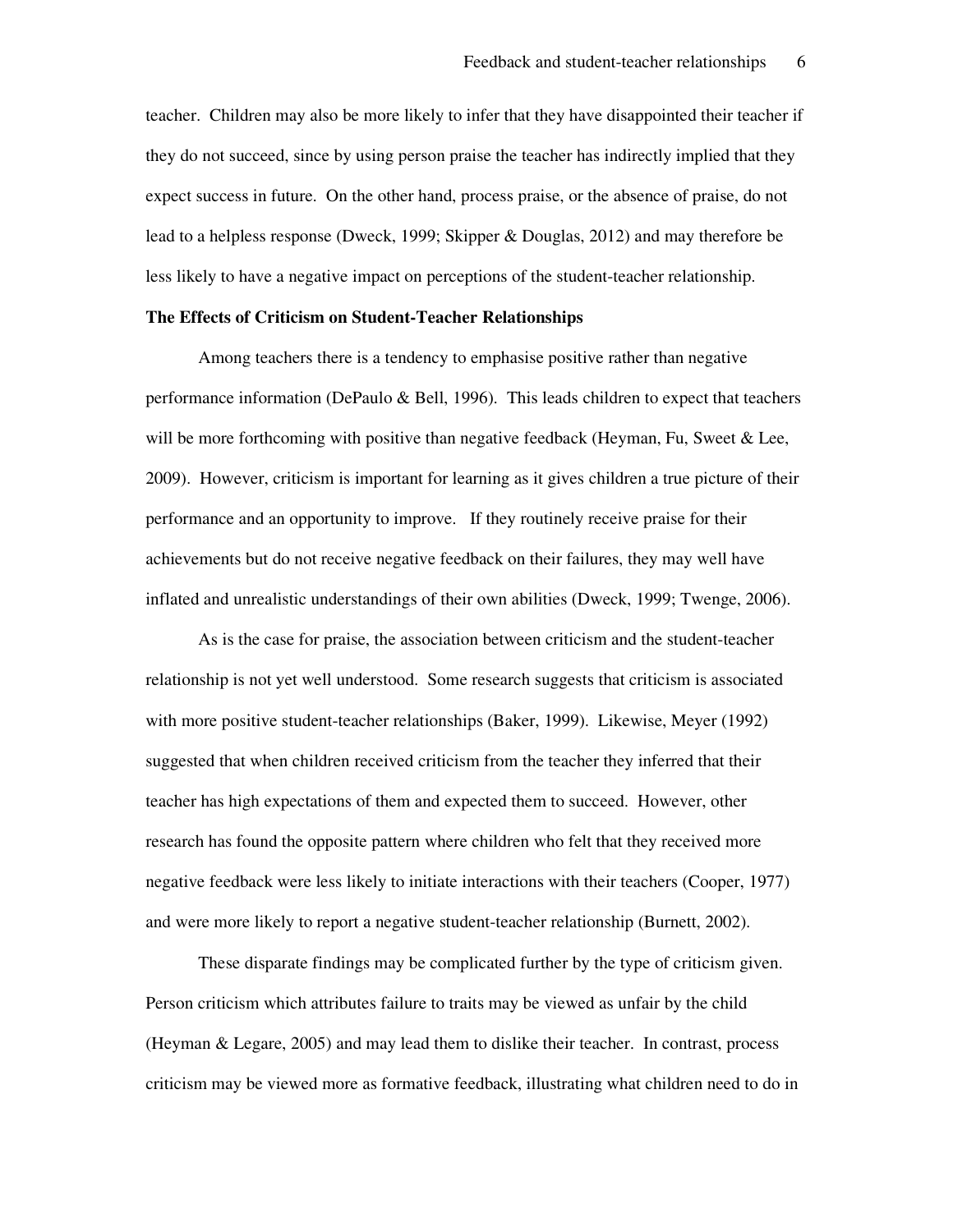teacher. Children may also be more likely to infer that they have disappointed their teacher if they do not succeed, since by using person praise the teacher has indirectly implied that they expect success in future. On the other hand, process praise, or the absence of praise, do not lead to a helpless response (Dweck, 1999; Skipper & Douglas, 2012) and may therefore be less likely to have a negative impact on perceptions of the student-teacher relationship.

**The Effects of Criticism on Student-Teacher Relationships**

Among teachers there is a tendency to emphasise positive rather than negative performance information (DePaulo & Bell, 1996). This leads children to expect that teachers will be more forthcoming with positive than negative feedback (Heyman, Fu, Sweet & Lee, 2009). However, criticism is important for learning as it gives children a true picture of their performance and an opportunity to improve. If they routinely receive praise for their achievements but do not receive negative feedback on their failures, they may well have inflated and unrealistic understandings of their own abilities (Dweck, 1999; Twenge, 2006).

As is the case for praise, the association between criticism and the student-teacher relationship is not yet well understood. Some research suggests that criticism is associated with more positive student-teacher relationships (Baker, 1999). Likewise, Meyer (1992) suggested that when children received criticism from the teacher they inferred that their teacher has high expectations of them and expected them to succeed. However, other research has found the opposite pattern where children who felt that they received more negative feedback were less likely to initiate interactions with their teachers (Cooper, 1977) and were more likely to report a negative student-teacher relationship (Burnett, 2002).

These disparate findings may be complicated further by the type of criticism given. Person criticism which attributes failure to traits may be viewed as unfair by the child (Heyman & Legare, 2005) and may lead them to dislike their teacher. In contrast, process criticism may be viewed more as formative feedback, illustrating what children need to do in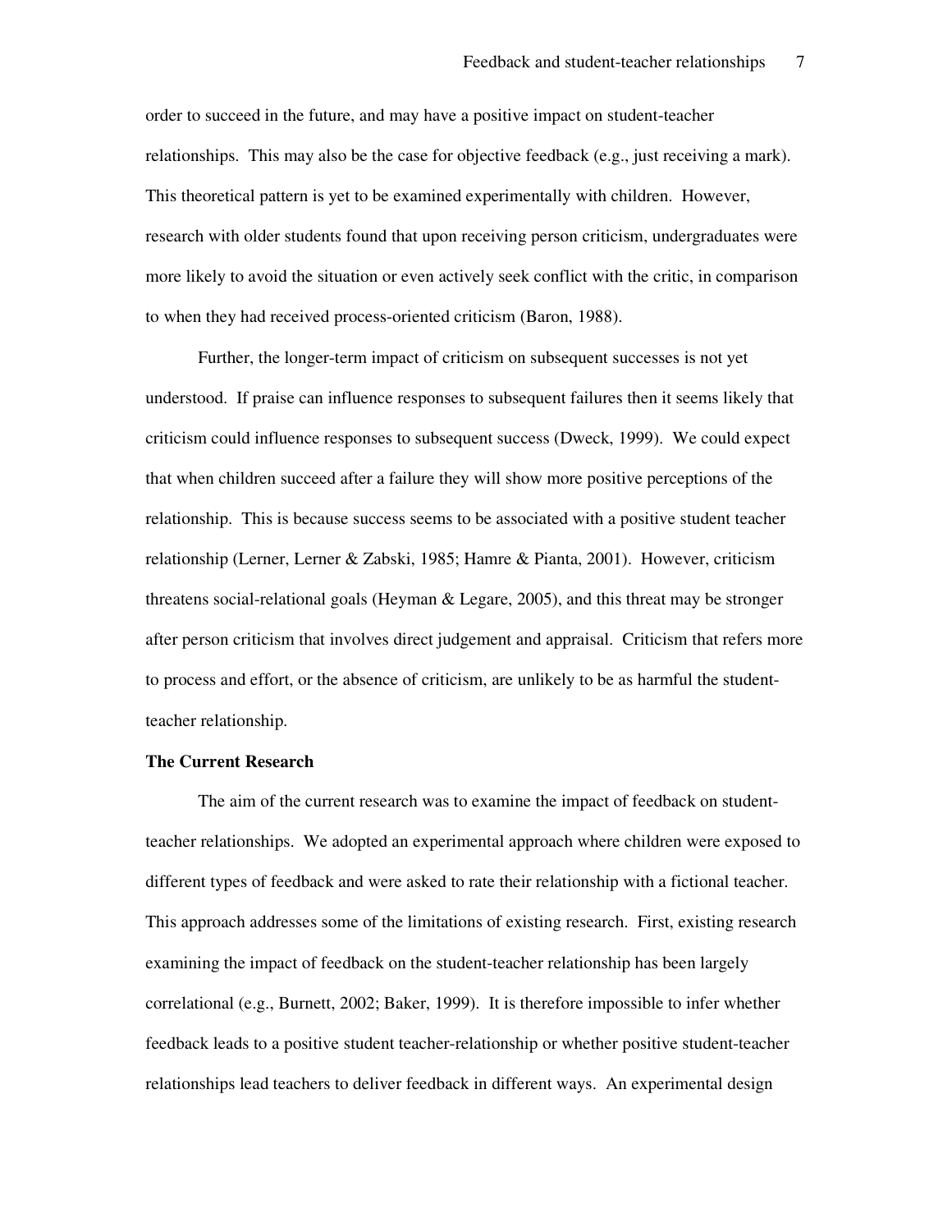order to succeed in the future, and may have a positive impact on student-teacher relationships. This may also be the case for objective feedback (e.g., just receiving a mark). This theoretical pattern is yet to be examined experimentally with children. However, research with older students found that upon receiving person criticism, undergraduates were more likely to avoid the situation or even actively seek conflict with the critic, in comparison to when they had received process-oriented criticism (Baron, 1988).

Further, the longer-term impact of criticism on subsequent successes is not yet understood. If praise can influence responses to subsequent failures then it seems likely that criticism could influence responses to subsequent success (Dweck, 1999). We could expect that when children succeed after a failure they will show more positive perceptions of the relationship. This is because success seems to be associated with a positive student teacher relationship (Lerner, Lerner & Zabski, 1985; Hamre & Pianta, 2001). However, criticism threatens social-relational goals (Heyman & Legare, 2005), and this threat may be stronger after person criticism that involves direct judgement and appraisal. Criticism that refers more to process and effort, or the absence of criticism, are unlikely to be as harmful the student-teacher relationship.

**The Current Research**

The aim of the current research was to examine the impact of feedback on student-teacher relationships. We adopted an experimental approach where children were exposed to different types of feedback and were asked to rate their relationship with a fictional teacher. This approach addresses some of the limitations of existing research. First, existing research examining the impact of feedback on the student-teacher relationship has been largely correlational (e.g., Burnett, 2002; Baker, 1999). It is therefore impossible to infer whether feedback leads to a positive student teacher-relationship or whether positive student-teacher relationships lead teachers to deliver feedback in different ways. An experimental design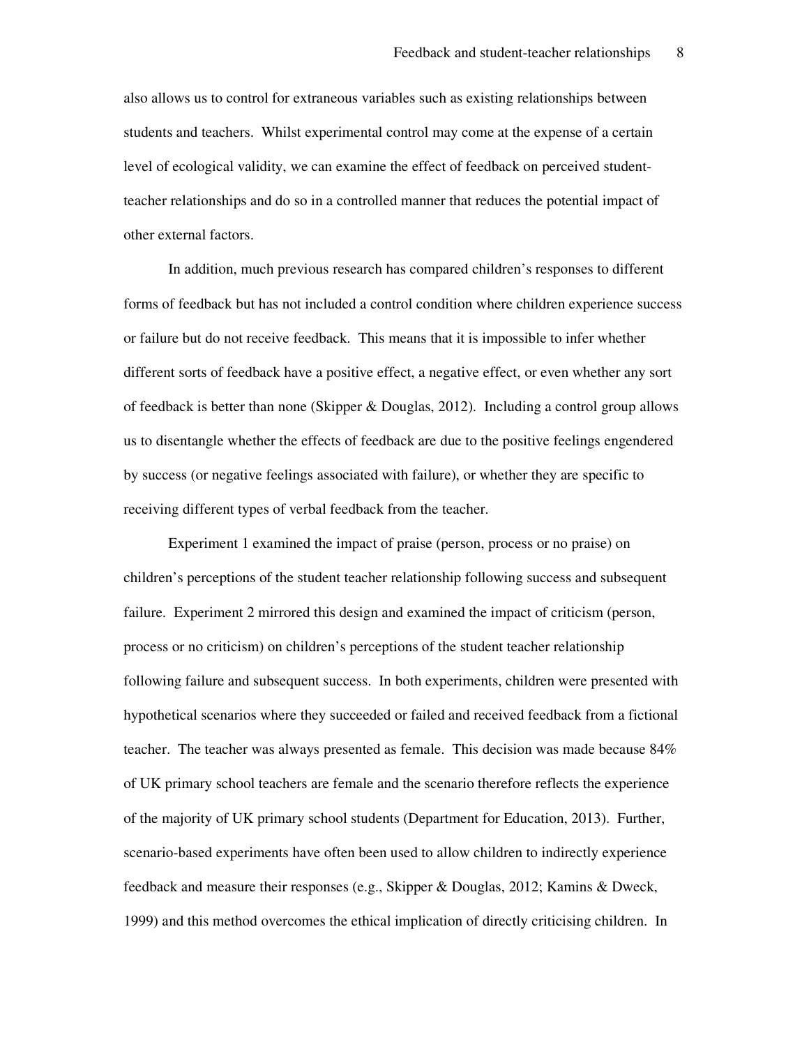also allows us to control for extraneous variables such as existing relationships between students and teachers. Whilst experimental control may come at the expense of a certain level of ecological validity, we can examine the effect of feedback on perceived student-teacher relationships and do so in a controlled manner that reduces the potential impact of other external factors.

In addition, much previous research has compared children's responses to different forms of feedback but has not included a control condition where children experience success or failure but do not receive feedback. This means that it is impossible to infer whether different sorts of feedback have a positive effect, a negative effect, or even whether any sort of feedback is better than none (Skipper & Douglas, 2012). Including a control group allows us to disentangle whether the effects of feedback are due to the positive feelings engendered by success (or negative feelings associated with failure), or whether they are specific to receiving different types of verbal feedback from the teacher.

Experiment 1 examined the impact of praise (person, process or no praise) on children's perceptions of the student teacher relationship following success and subsequent failure. Experiment 2 mirrored this design and examined the impact of criticism (person, process or no criticism) on children's perceptions of the student teacher relationship following failure and subsequent success. In both experiments, children were presented with hypothetical scenarios where they succeeded or failed and received feedback from a fictional teacher. The teacher was always presented as female. This decision was made because 84% of UK primary school teachers are female and the scenario therefore reflects the experience of the majority of UK primary school students (Department for Education, 2013). Further, scenario-based experiments have often been used to allow children to indirectly experience feedback and measure their responses (e.g., Skipper & Douglas, 2012; Kamins & Dweck, 1999) and this method overcomes the ethical implication of directly criticising children. In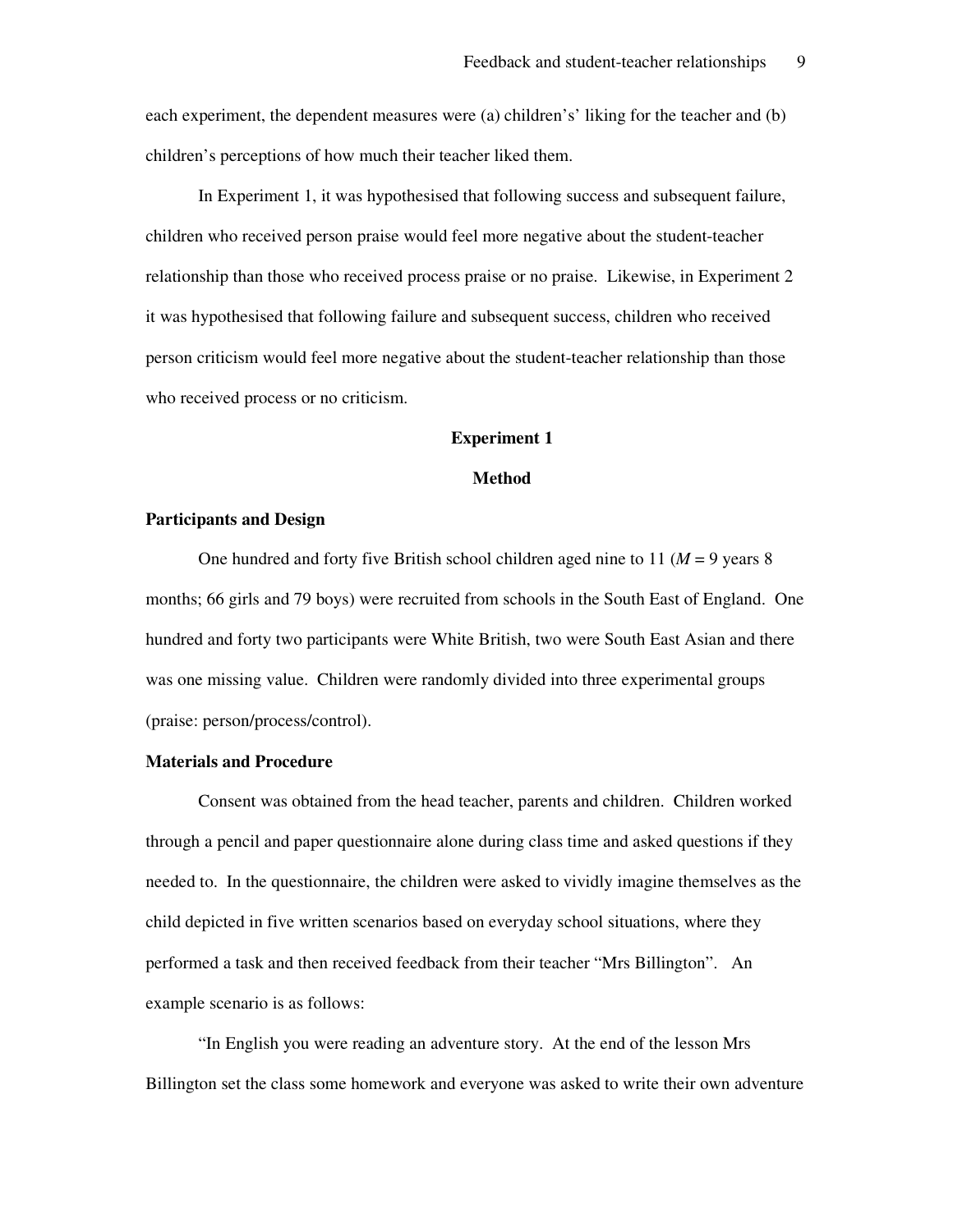each experiment, the dependent measures were (a) children's' liking for the teacher and (b) children's perceptions of how much their teacher liked them.

In Experiment 1, it was hypothesised that following success and subsequent failure, children who received person praise would feel more negative about the student-teacher relationship than those who received process praise or no praise. Likewise, in Experiment 2 it was hypothesised that following failure and subsequent success, children who received person criticism would feel more negative about the student-teacher relationship than those who received process or no criticism.

## Experiment 1

### Method

#### Participants and Design

One hundred and forty five British school children aged nine to 11 (*M* = 9 years 8 months; 66 girls and 79 boys) were recruited from schools in the South East of England. One hundred and forty two participants were White British, two were South East Asian and there was one missing value. Children were randomly divided into three experimental groups (praise: person/process/control).

#### Materials and Procedure

Consent was obtained from the head teacher, parents and children. Children worked through a pencil and paper questionnaire alone during class time and asked questions if they needed to. In the questionnaire, the children were asked to vividly imagine themselves as the child depicted in five written scenarios based on everyday school situations, where they performed a task and then received feedback from their teacher "Mrs Billington". An example scenario is as follows:

"In English you were reading an adventure story. At the end of the lesson Mrs Billington set the class some homework and everyone was asked to write their own adventure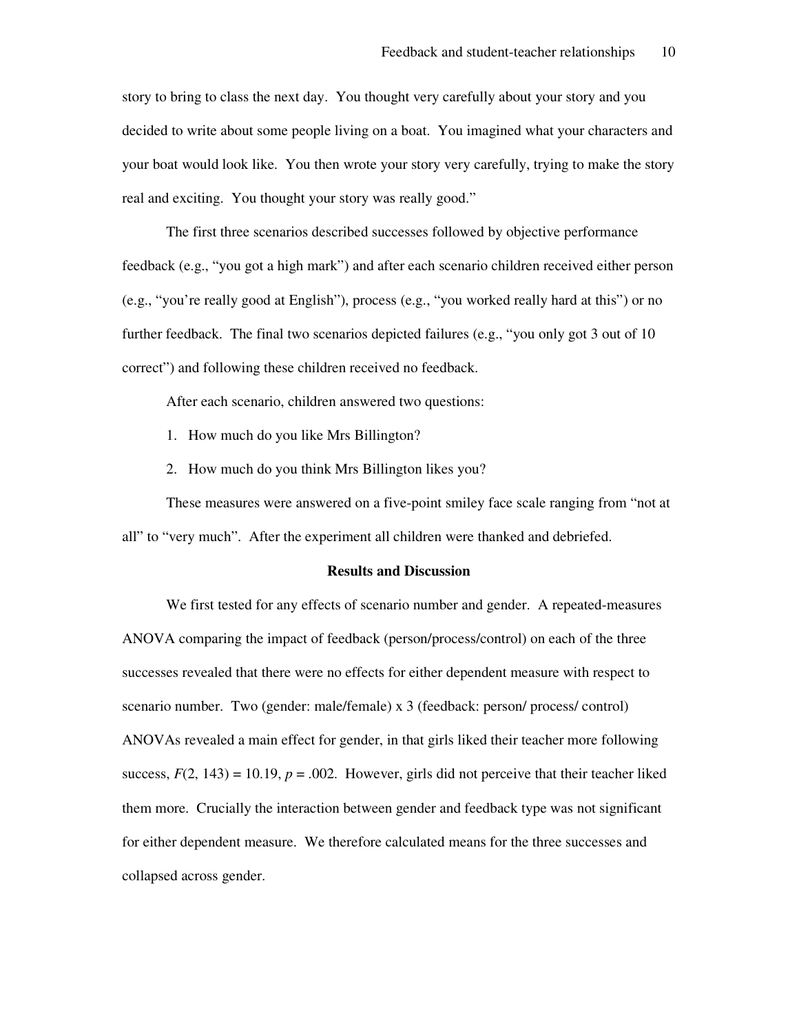story to bring to class the next day. You thought very carefully about your story and you decided to write about some people living on a boat. You imagined what your characters and your boat would look like. You then wrote your story very carefully, trying to make the story real and exciting. You thought your story was really good."

The first three scenarios described successes followed by objective performance feedback (e.g., "you got a high mark") and after each scenario children received either person (e.g., "you're really good at English"), process (e.g., "you worked really hard at this") or no further feedback. The final two scenarios depicted failures (e.g., "you only got 3 out of 10 correct") and following these children received no feedback.

After each scenario, children answered two questions:

1. How much do you like Mrs Billington?
2. How much do you think Mrs Billington likes you?

These measures were answered on a five-point smiley face scale ranging from "not at all" to "very much". After the experiment all children were thanked and debriefed.

**Results and Discussion**

We first tested for any effects of scenario number and gender. A repeated-measures ANOVA comparing the impact of feedback (person/process/control) on each of the three successes revealed that there were no effects for either dependent measure with respect to scenario number. Two (gender: male/female) x 3 (feedback: person/ process/ control) ANOVAs revealed a main effect for gender, in that girls liked their teacher more following success, $F(2, 143) = 10.19$, $p = .002$. However, girls did not perceive that their teacher liked them more. Crucially the interaction between gender and feedback type was not significant for either dependent measure. We therefore calculated means for the three successes and collapsed across gender.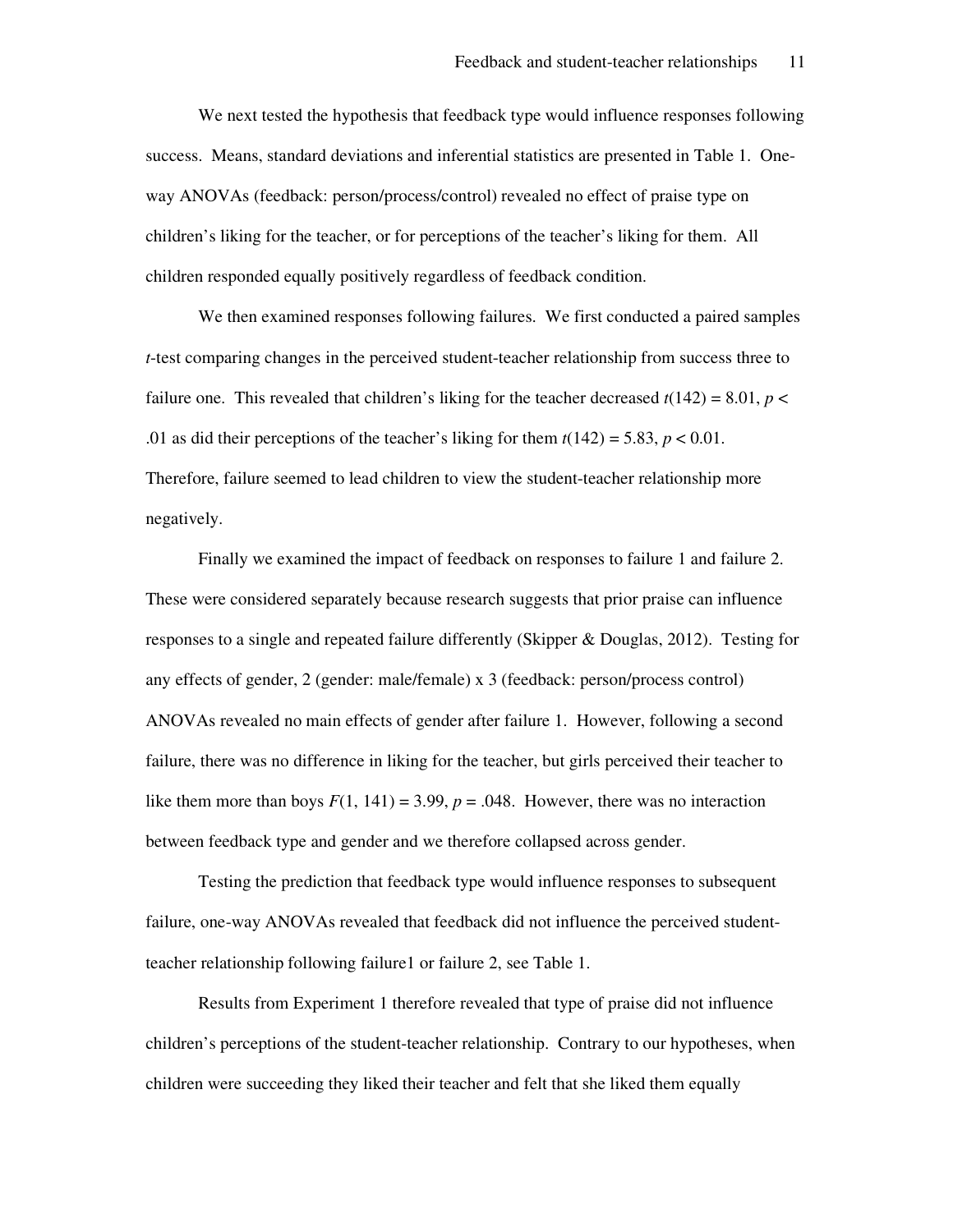We next tested the hypothesis that feedback type would influence responses following success. Means, standard deviations and inferential statistics are presented in Table 1. One-way ANOVAs (feedback: person/process/control) revealed no effect of praise type on children's liking for the teacher, or for perceptions of the teacher's liking for them. All children responded equally positively regardless of feedback condition.

We then examined responses following failures. We first conducted a paired samples *t*-test comparing changes in the perceived student-teacher relationship from success three to failure one. This revealed that children's liking for the teacher decreased $t(142) = 8.01$, $p < .01$ as did their perceptions of the teacher's liking for them $t(142) = 5.83$, $p < 0.01$. Therefore, failure seemed to lead children to view the student-teacher relationship more negatively.

Finally we examined the impact of feedback on responses to failure 1 and failure 2. These were considered separately because research suggests that prior praise can influence responses to a single and repeated failure differently (Skipper & Douglas, 2012). Testing for any effects of gender, 2 (gender: male/female) x 3 (feedback: person/process control) ANOVAs revealed no main effects of gender after failure 1. However, following a second failure, there was no difference in liking for the teacher, but girls perceived their teacher to like them more than boys $F(1, 141) = 3.99$, $p = .048$. However, there was no interaction between feedback type and gender and we therefore collapsed across gender.

Testing the prediction that feedback type would influence responses to subsequent failure, one-way ANOVAs revealed that feedback did not influence the perceived student-teacher relationship following failure1 or failure 2, see Table 1.

Results from Experiment 1 therefore revealed that type of praise did not influence children's perceptions of the student-teacher relationship. Contrary to our hypotheses, when children were succeeding they liked their teacher and felt that she liked them equally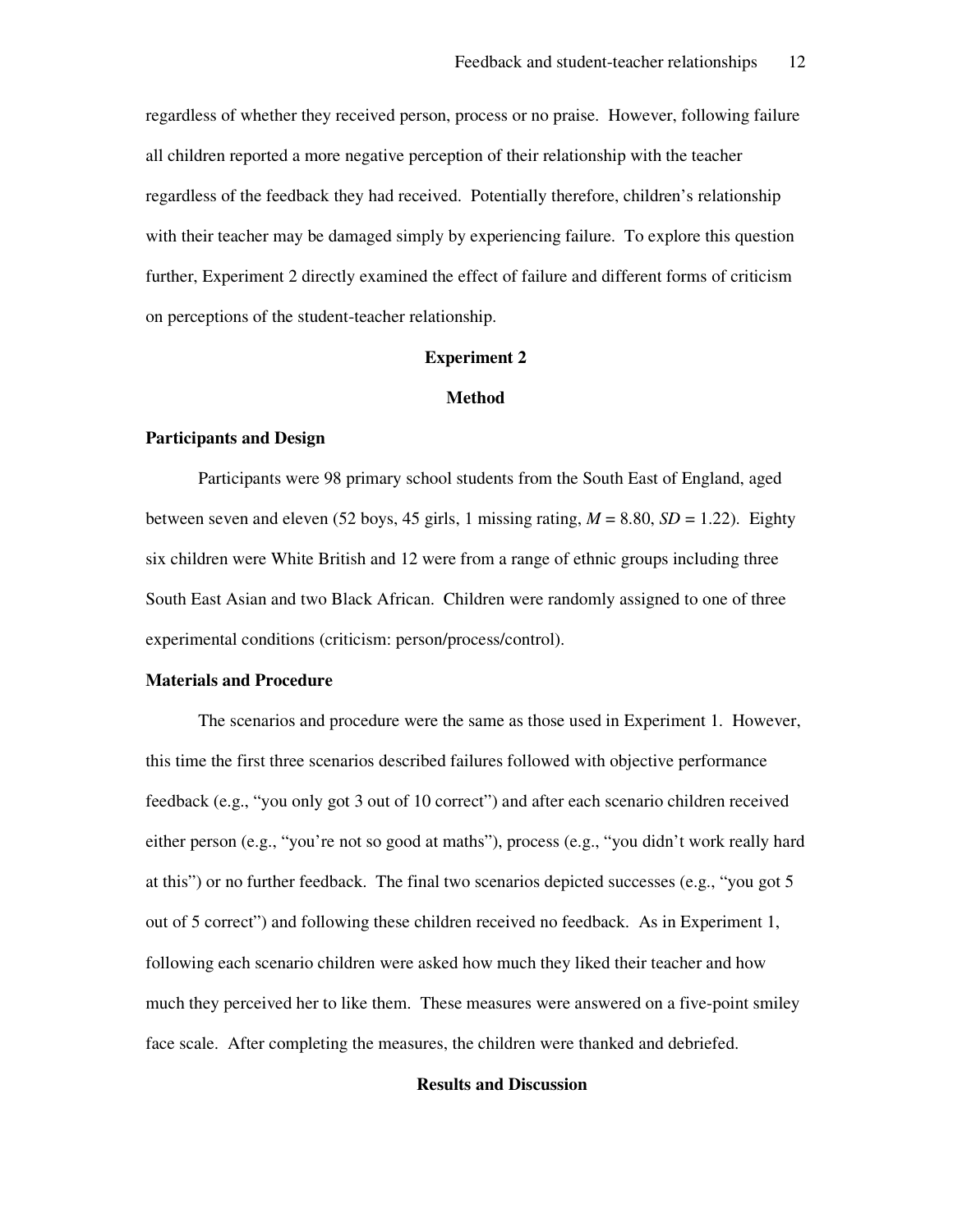regardless of whether they received person, process or no praise. However, following failure all children reported a more negative perception of their relationship with the teacher regardless of the feedback they had received. Potentially therefore, children's relationship with their teacher may be damaged simply by experiencing failure. To explore this question further, Experiment 2 directly examined the effect of failure and different forms of criticism on perceptions of the student-teacher relationship.

## Experiment 2

### Method

#### Participants and Design

Participants were 98 primary school students from the South East of England, aged between seven and eleven (52 boys, 45 girls, 1 missing rating, $M = 8.80$, $SD = 1.22$). Eighty six children were White British and 12 were from a range of ethnic groups including three South East Asian and two Black African. Children were randomly assigned to one of three experimental conditions (criticism: person/process/control).

#### Materials and Procedure

The scenarios and procedure were the same as those used in Experiment 1. However, this time the first three scenarios described failures followed with objective performance feedback (e.g., "you only got 3 out of 10 correct") and after each scenario children received either person (e.g., "you're not so good at maths"), process (e.g., "you didn't work really hard at this") or no further feedback. The final two scenarios depicted successes (e.g., "you got 5 out of 5 correct") and following these children received no feedback. As in Experiment 1, following each scenario children were asked how much they liked their teacher and how much they perceived her to like them. These measures were answered on a five-point smiley face scale. After completing the measures, the children were thanked and debriefed.

### Results and Discussion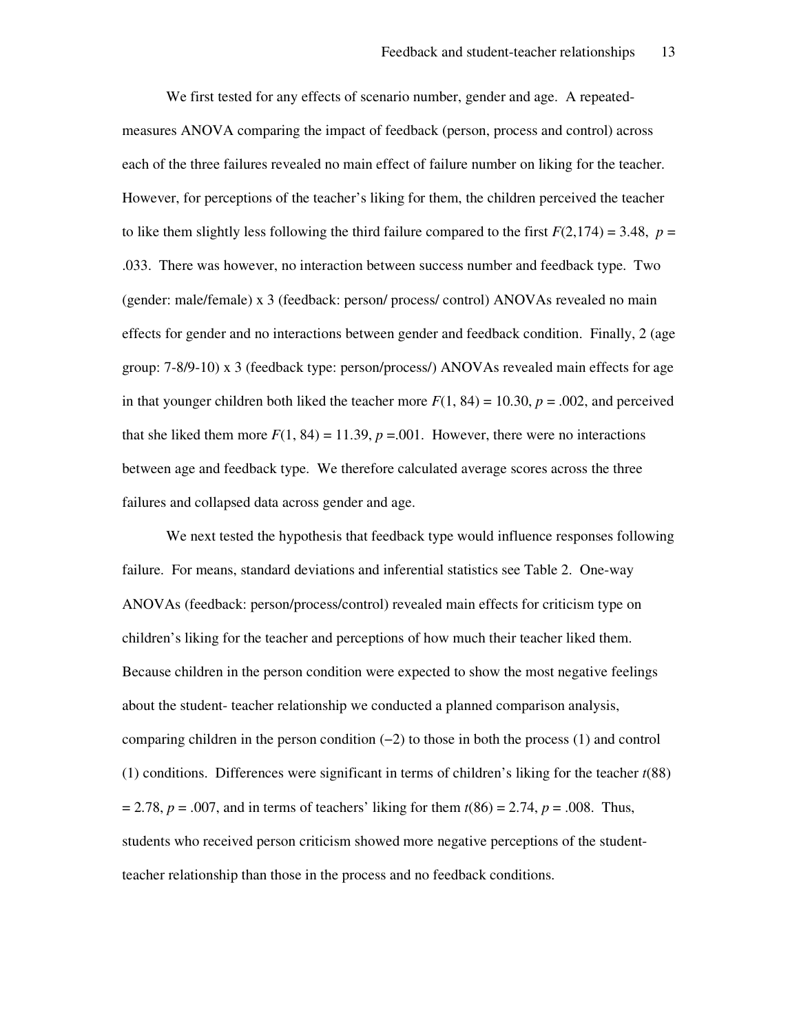We first tested for any effects of scenario number, gender and age. A repeated-measures ANOVA comparing the impact of feedback (person, process and control) across each of the three failures revealed no main effect of failure number on liking for the teacher. However, for perceptions of the teacher's liking for them, the children perceived the teacher to like them slightly less following the third failure compared to the first $F(2,174) = 3.48$, $p = .033$. There was however, no interaction between success number and feedback type. Two (gender: male/female) x 3 (feedback: person/ process/ control) ANOVAs revealed no main effects for gender and no interactions between gender and feedback condition. Finally, 2 (age group: 7-8/9-10) x 3 (feedback type: person/process/) ANOVAs revealed main effects for age in that younger children both liked the teacher more $F(1, 84) = 10.30$, $p = .002$, and perceived that she liked them more $F(1, 84) = 11.39$, $p = .001$. However, there were no interactions between age and feedback type. We therefore calculated average scores across the three failures and collapsed data across gender and age.

We next tested the hypothesis that feedback type would influence responses following failure. For means, standard deviations and inferential statistics see Table 2. One-way ANOVAs (feedback: person/process/control) revealed main effects for criticism type on children's liking for the teacher and perceptions of how much their teacher liked them. Because children in the person condition were expected to show the most negative feelings about the student- teacher relationship we conducted a planned comparison analysis, comparing children in the person condition (−2) to those in both the process (1) and control (1) conditions. Differences were significant in terms of children's liking for the teacher $t(88) = 2.78$, $p = .007$, and in terms of teachers' liking for them $t(86) = 2.74$, $p = .008$. Thus, students who received person criticism showed more negative perceptions of the student-teacher relationship than those in the process and no feedback conditions.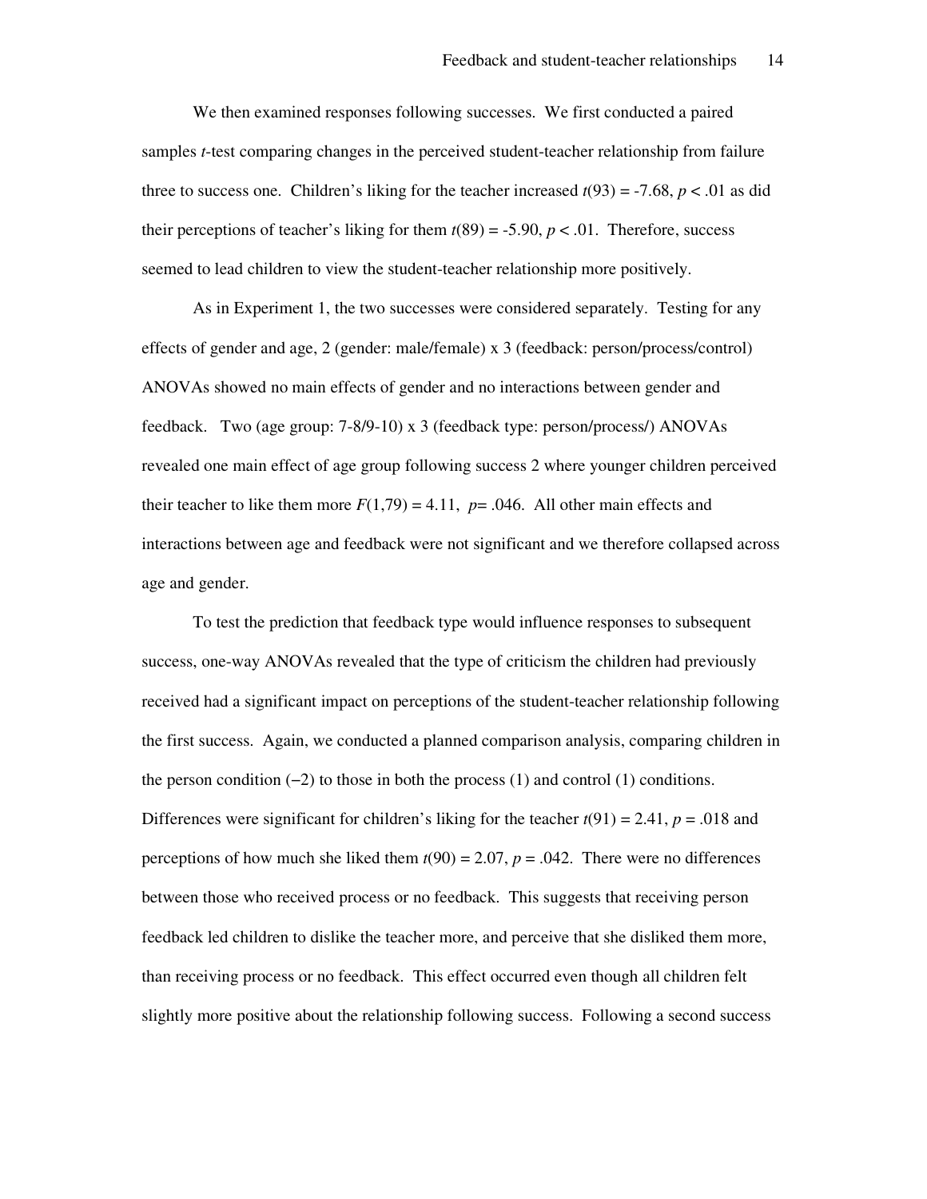We then examined responses following successes. We first conducted a paired samples *t*-test comparing changes in the perceived student-teacher relationship from failure three to success one. Children's liking for the teacher increased $t(93) = -7.68$, $p < .01$ as did their perceptions of teacher's liking for them $t(89) = -5.90$, $p < .01$. Therefore, success seemed to lead children to view the student-teacher relationship more positively.

As in Experiment 1, the two successes were considered separately. Testing for any effects of gender and age, 2 (gender: male/female) x 3 (feedback: person/process/control) ANOVAs showed no main effects of gender and no interactions between gender and feedback. Two (age group: 7-8/9-10) x 3 (feedback type: person/process/) ANOVAs revealed one main effect of age group following success 2 where younger children perceived their teacher to like them more $F(1,79) = 4.11$, $p = .046$. All other main effects and interactions between age and feedback were not significant and we therefore collapsed across age and gender.

To test the prediction that feedback type would influence responses to subsequent success, one-way ANOVAs revealed that the type of criticism the children had previously received had a significant impact on perceptions of the student-teacher relationship following the first success. Again, we conducted a planned comparison analysis, comparing children in the person condition (−2) to those in both the process (1) and control (1) conditions. Differences were significant for children's liking for the teacher $t(91) = 2.41$, $p = .018$ and perceptions of how much she liked them $t(90) = 2.07$, $p = .042$. There were no differences between those who received process or no feedback. This suggests that receiving person feedback led children to dislike the teacher more, and perceive that she disliked them more, than receiving process or no feedback. This effect occurred even though all children felt slightly more positive about the relationship following success. Following a second success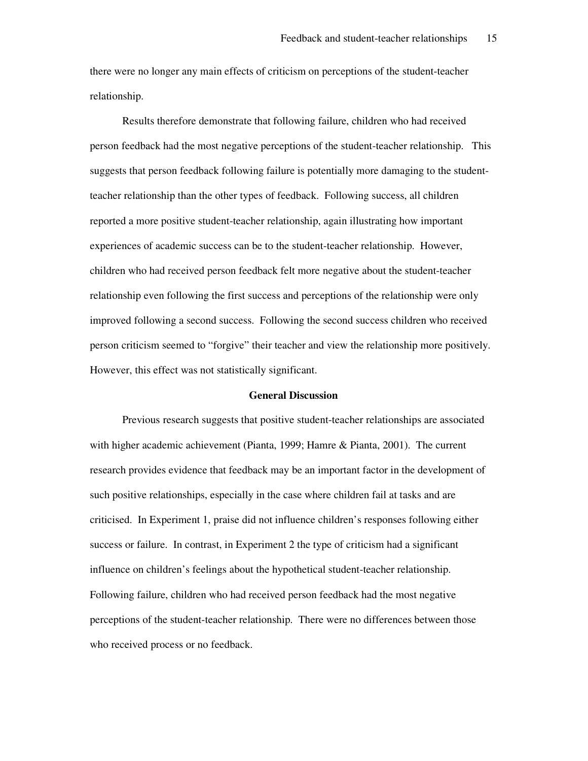there were no longer any main effects of criticism on perceptions of the student-teacher relationship.

Results therefore demonstrate that following failure, children who had received person feedback had the most negative perceptions of the student-teacher relationship. This suggests that person feedback following failure is potentially more damaging to the student-teacher relationship than the other types of feedback. Following success, all children reported a more positive student-teacher relationship, again illustrating how important experiences of academic success can be to the student-teacher relationship. However, children who had received person feedback felt more negative about the student-teacher relationship even following the first success and perceptions of the relationship were only improved following a second success. Following the second success children who received person criticism seemed to "forgive" their teacher and view the relationship more positively. However, this effect was not statistically significant.

## General Discussion

Previous research suggests that positive student-teacher relationships are associated with higher academic achievement (Pianta, 1999; Hamre & Pianta, 2001). The current research provides evidence that feedback may be an important factor in the development of such positive relationships, especially in the case where children fail at tasks and are criticised. In Experiment 1, praise did not influence children's responses following either success or failure. In contrast, in Experiment 2 the type of criticism had a significant influence on children's feelings about the hypothetical student-teacher relationship. Following failure, children who had received person feedback had the most negative perceptions of the student-teacher relationship. There were no differences between those who received process or no feedback.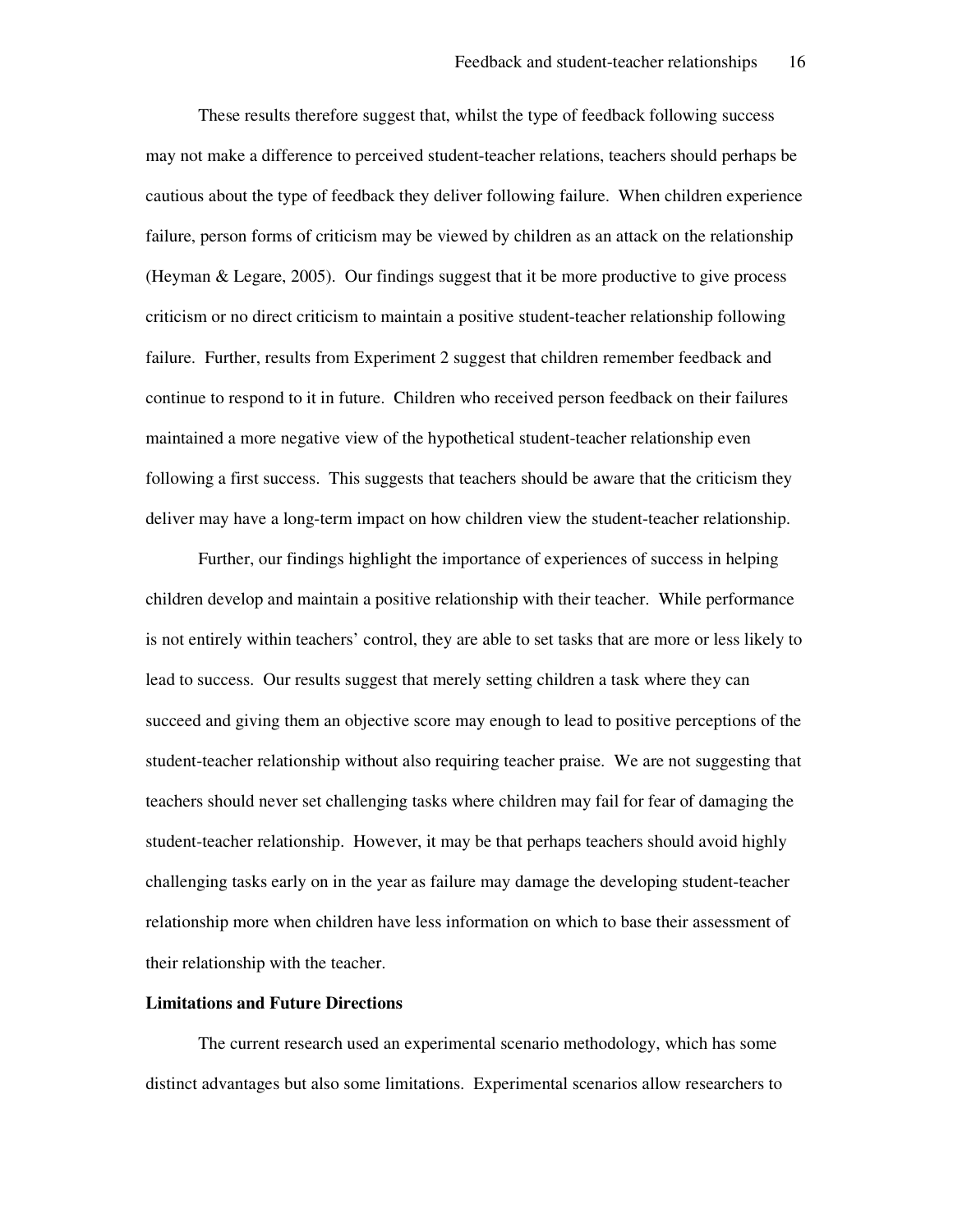These results therefore suggest that, whilst the type of feedback following success may not make a difference to perceived student-teacher relations, teachers should perhaps be cautious about the type of feedback they deliver following failure. When children experience failure, person forms of criticism may be viewed by children as an attack on the relationship (Heyman & Legare, 2005). Our findings suggest that it be more productive to give process criticism or no direct criticism to maintain a positive student-teacher relationship following failure. Further, results from Experiment 2 suggest that children remember feedback and continue to respond to it in future. Children who received person feedback on their failures maintained a more negative view of the hypothetical student-teacher relationship even following a first success. This suggests that teachers should be aware that the criticism they deliver may have a long-term impact on how children view the student-teacher relationship.

Further, our findings highlight the importance of experiences of success in helping children develop and maintain a positive relationship with their teacher. While performance is not entirely within teachers' control, they are able to set tasks that are more or less likely to lead to success. Our results suggest that merely setting children a task where they can succeed and giving them an objective score may enough to lead to positive perceptions of the student-teacher relationship without also requiring teacher praise. We are not suggesting that teachers should never set challenging tasks where children may fail for fear of damaging the student-teacher relationship. However, it may be that perhaps teachers should avoid highly challenging tasks early on in the year as failure may damage the developing student-teacher relationship more when children have less information on which to base their assessment of their relationship with the teacher.

**Limitations and Future Directions**

The current research used an experimental scenario methodology, which has some distinct advantages but also some limitations. Experimental scenarios allow researchers to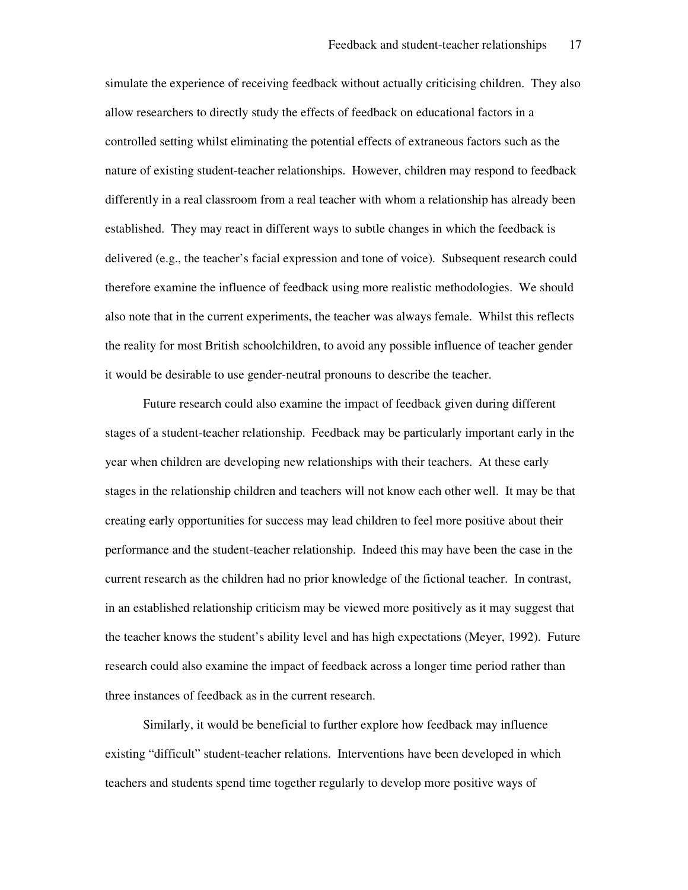simulate the experience of receiving feedback without actually criticising children. They also allow researchers to directly study the effects of feedback on educational factors in a controlled setting whilst eliminating the potential effects of extraneous factors such as the nature of existing student-teacher relationships. However, children may respond to feedback differently in a real classroom from a real teacher with whom a relationship has already been established. They may react in different ways to subtle changes in which the feedback is delivered (e.g., the teacher's facial expression and tone of voice). Subsequent research could therefore examine the influence of feedback using more realistic methodologies. We should also note that in the current experiments, the teacher was always female. Whilst this reflects the reality for most British schoolchildren, to avoid any possible influence of teacher gender it would be desirable to use gender-neutral pronouns to describe the teacher.

Future research could also examine the impact of feedback given during different stages of a student-teacher relationship. Feedback may be particularly important early in the year when children are developing new relationships with their teachers. At these early stages in the relationship children and teachers will not know each other well. It may be that creating early opportunities for success may lead children to feel more positive about their performance and the student-teacher relationship. Indeed this may have been the case in the current research as the children had no prior knowledge of the fictional teacher. In contrast, in an established relationship criticism may be viewed more positively as it may suggest that the teacher knows the student's ability level and has high expectations (Meyer, 1992). Future research could also examine the impact of feedback across a longer time period rather than three instances of feedback as in the current research.

Similarly, it would be beneficial to further explore how feedback may influence existing "difficult" student-teacher relations. Interventions have been developed in which teachers and students spend time together regularly to develop more positive ways of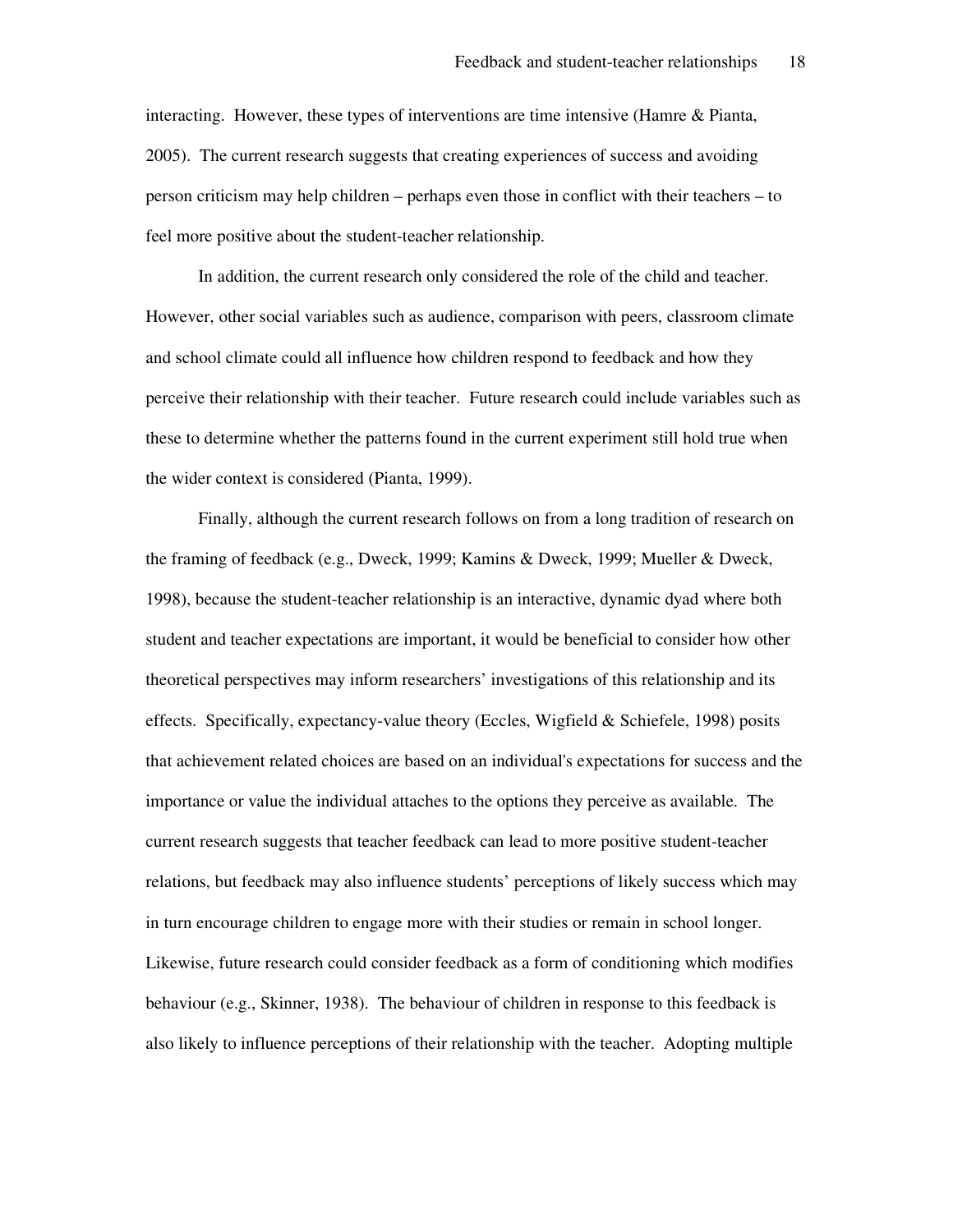interacting. However, these types of interventions are time intensive (Hamre & Pianta, 2005). The current research suggests that creating experiences of success and avoiding person criticism may help children – perhaps even those in conflict with their teachers – to feel more positive about the student-teacher relationship.

In addition, the current research only considered the role of the child and teacher. However, other social variables such as audience, comparison with peers, classroom climate and school climate could all influence how children respond to feedback and how they perceive their relationship with their teacher. Future research could include variables such as these to determine whether the patterns found in the current experiment still hold true when the wider context is considered (Pianta, 1999).

Finally, although the current research follows on from a long tradition of research on the framing of feedback (e.g., Dweck, 1999; Kamins & Dweck, 1999; Mueller & Dweck, 1998), because the student-teacher relationship is an interactive, dynamic dyad where both student and teacher expectations are important, it would be beneficial to consider how other theoretical perspectives may inform researchers' investigations of this relationship and its effects. Specifically, expectancy-value theory (Eccles, Wigfield & Schiefele, 1998) posits that achievement related choices are based on an individual's expectations for success and the importance or value the individual attaches to the options they perceive as available. The current research suggests that teacher feedback can lead to more positive student-teacher relations, but feedback may also influence students' perceptions of likely success which may in turn encourage children to engage more with their studies or remain in school longer. Likewise, future research could consider feedback as a form of conditioning which modifies behaviour (e.g., Skinner, 1938). The behaviour of children in response to this feedback is also likely to influence perceptions of their relationship with the teacher. Adopting multiple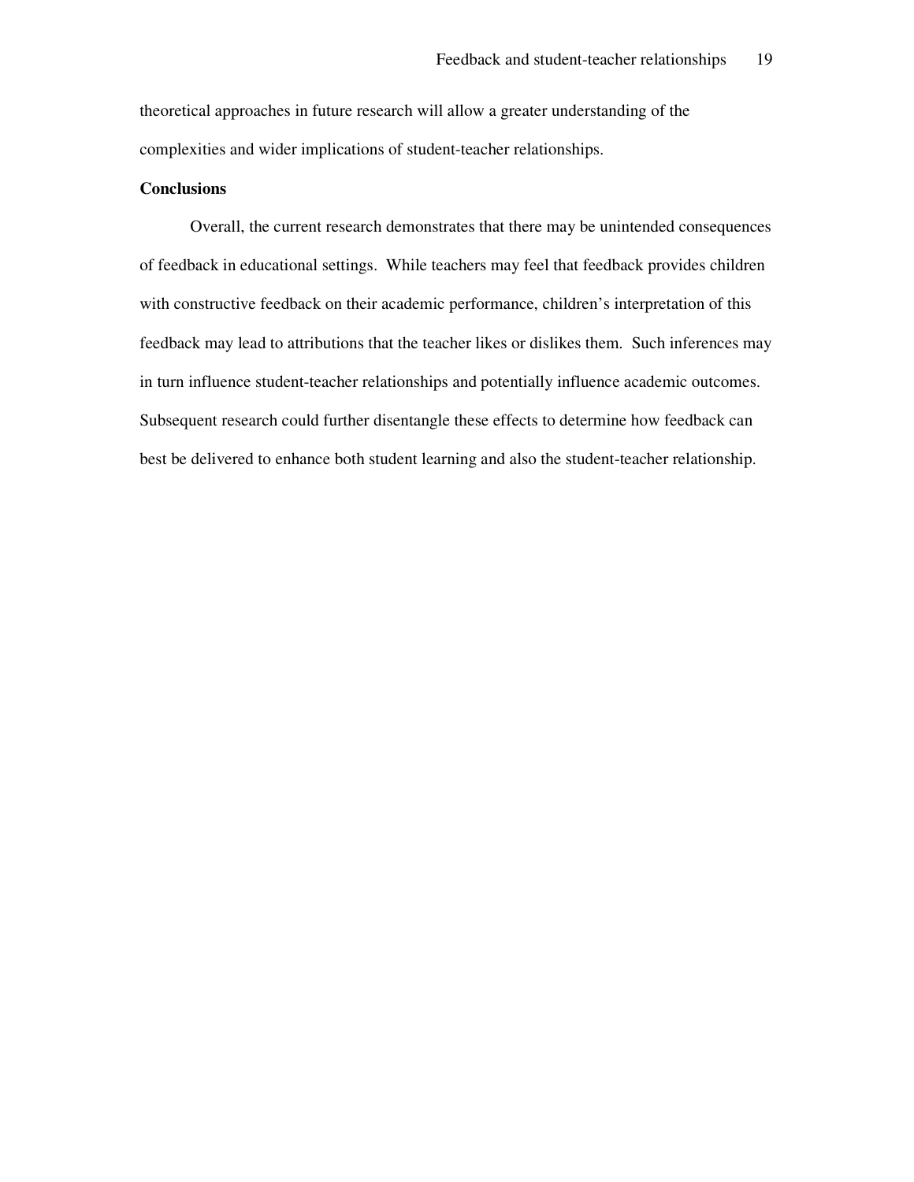theoretical approaches in future research will allow a greater understanding of the complexities and wider implications of student-teacher relationships.

**Conclusions**

Overall, the current research demonstrates that there may be unintended consequences of feedback in educational settings. While teachers may feel that feedback provides children with constructive feedback on their academic performance, children's interpretation of this feedback may lead to attributions that the teacher likes or dislikes them. Such inferences may in turn influence student-teacher relationships and potentially influence academic outcomes. Subsequent research could further disentangle these effects to determine how feedback can best be delivered to enhance both student learning and also the student-teacher relationship.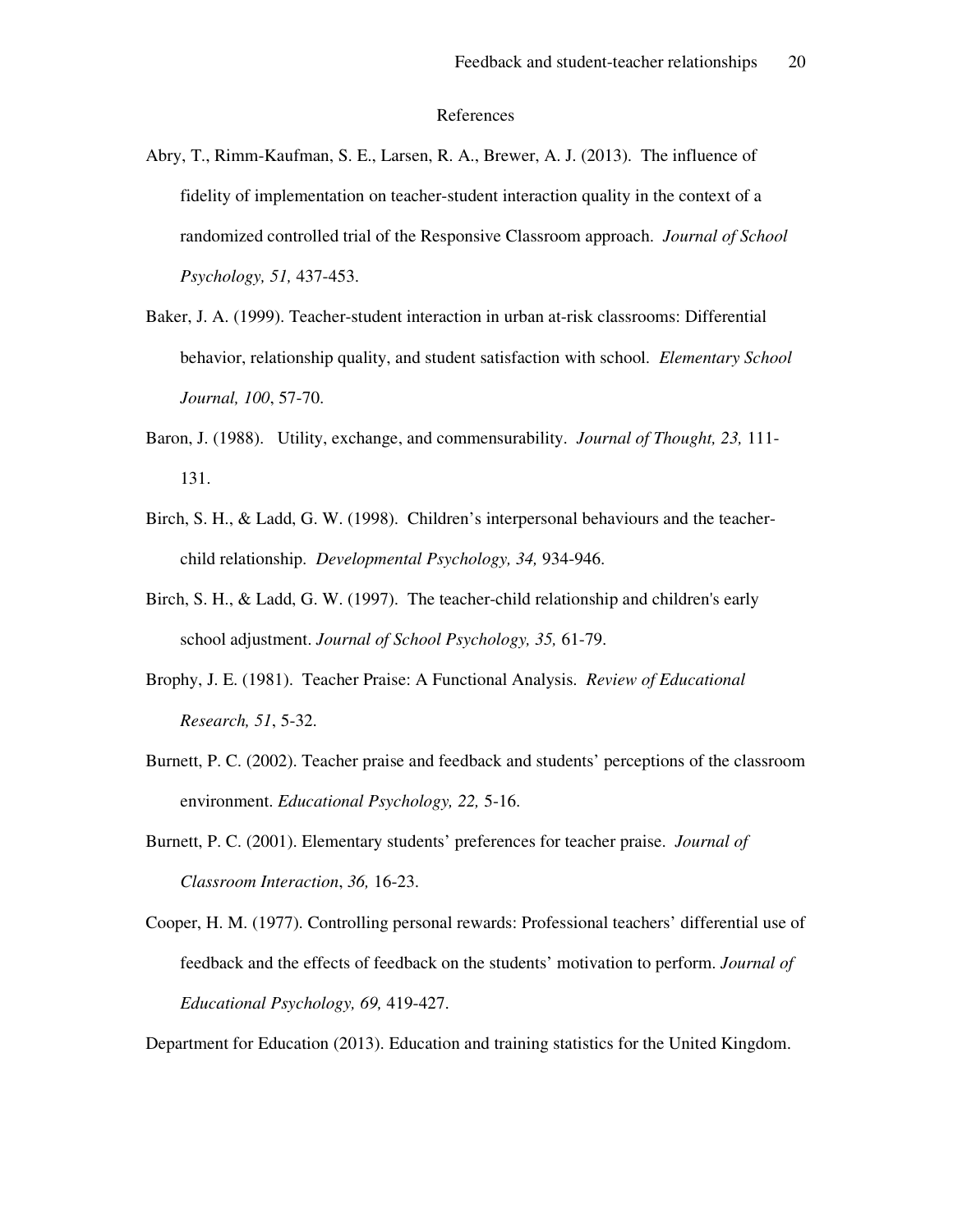# References

Abry, T., Rimm-Kaufman, S. E., Larsen, R. A., Brewer, A. J. (2013). The influence of fidelity of implementation on teacher-student interaction quality in the context of a randomized controlled trial of the Responsive Classroom approach. *Journal of School Psychology, 51,* 437-453.

Baker, J. A. (1999). Teacher-student interaction in urban at-risk classrooms: Differential behavior, relationship quality, and student satisfaction with school. *Elementary School Journal, 100*, 57-70.

Baron, J. (1988). Utility, exchange, and commensurability. *Journal of Thought, 23,* 111-131.

Birch, S. H., & Ladd, G. W. (1998). Children's interpersonal behaviours and the teacher-child relationship. *Developmental Psychology, 34,* 934-946.

Birch, S. H., & Ladd, G. W. (1997). The teacher-child relationship and children's early school adjustment. *Journal of School Psychology, 35,* 61-79.

Brophy, J. E. (1981). Teacher Praise: A Functional Analysis. *Review of Educational Research, 51*, 5-32.

Burnett, P. C. (2002). Teacher praise and feedback and students' perceptions of the classroom environment. *Educational Psychology, 22,* 5-16.

Burnett, P. C. (2001). Elementary students' preferences for teacher praise. *Journal of Classroom Interaction*, *36,* 16-23.

Cooper, H. M. (1977). Controlling personal rewards: Professional teachers' differential use of feedback and the effects of feedback on the students' motivation to perform. *Journal of Educational Psychology, 69,* 419-427.

Department for Education (2013). Education and training statistics for the United Kingdom.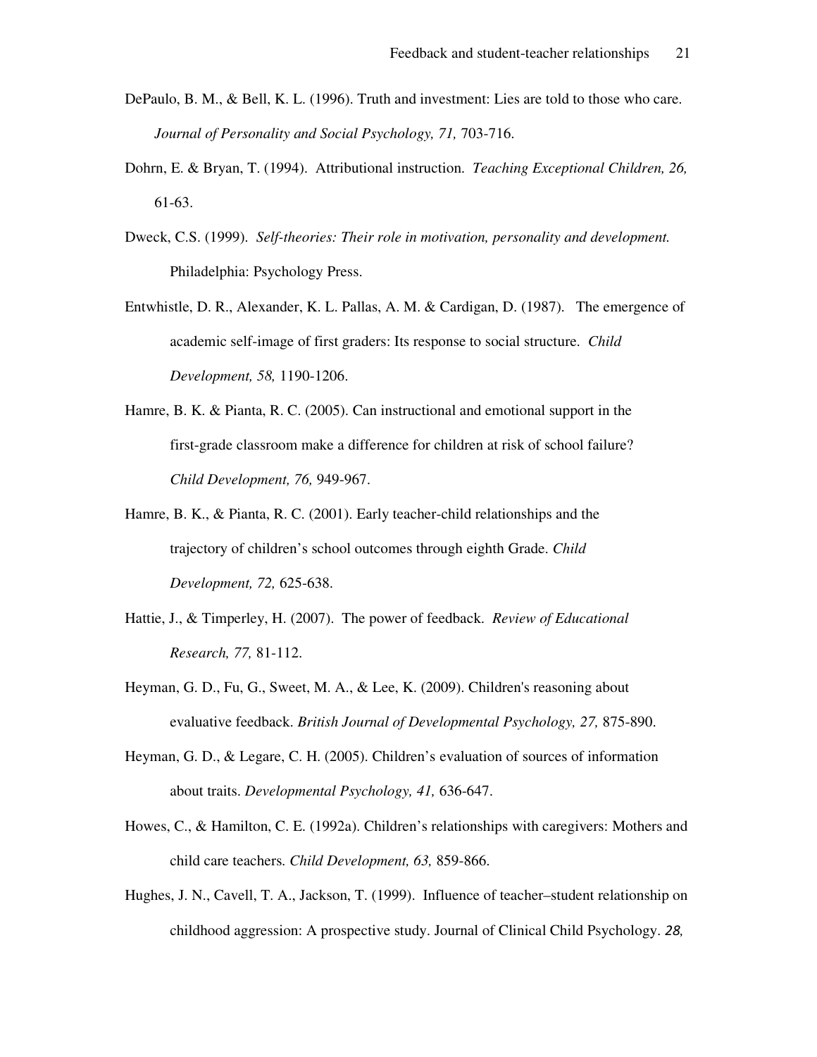DePaulo, B. M., & Bell, K. L. (1996). Truth and investment: Lies are told to those who care. *Journal of Personality and Social Psychology, 71,* 703-716.

Dohrn, E. & Bryan, T. (1994). Attributional instruction. *Teaching Exceptional Children, 26,* 61-63.

Dweck, C.S. (1999). *Self-theories: Their role in motivation, personality and development.* Philadelphia: Psychology Press.

Entwhistle, D. R., Alexander, K. L. Pallas, A. M. & Cardigan, D. (1987). The emergence of academic self-image of first graders: Its response to social structure. *Child Development, 58,* 1190-1206.

Hamre, B. K. & Pianta, R. C. (2005). Can instructional and emotional support in the first-grade classroom make a difference for children at risk of school failure? *Child Development, 76,* 949-967.

Hamre, B. K., & Pianta, R. C. (2001). Early teacher-child relationships and the trajectory of children's school outcomes through eighth Grade. *Child Development, 72,* 625-638.

Hattie, J., & Timperley, H. (2007). The power of feedback. *Review of Educational Research, 77,* 81-112.

Heyman, G. D., Fu, G., Sweet, M. A., & Lee, K. (2009). Children's reasoning about evaluative feedback. *British Journal of Developmental Psychology, 27,* 875-890.

Heyman, G. D., & Legare, C. H. (2005). Children's evaluation of sources of information about traits. *Developmental Psychology, 41,* 636-647.

Howes, C., & Hamilton, C. E. (1992a). Children's relationships with caregivers: Mothers and child care teachers. *Child Development, 63,* 859-866.

Hughes, J. N., Cavell, T. A., Jackson, T. (1999). Influence of teacher–student relationship on childhood aggression: A prospective study. Journal of Clinical Child Psychology. *28,*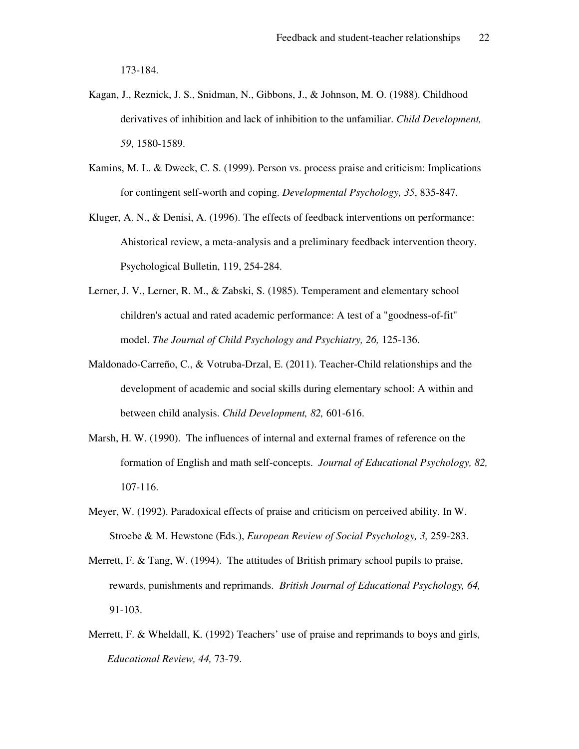173-184.

Kagan, J., Reznick, J. S., Snidman, N., Gibbons, J., & Johnson, M. O. (1988). Childhood derivatives of inhibition and lack of inhibition to the unfamiliar. *Child Development, 59*, 1580-1589.

Kamins, M. L. & Dweck, C. S. (1999). Person vs. process praise and criticism: Implications for contingent self-worth and coping. *Developmental Psychology, 35*, 835-847.

Kluger, A. N., & Denisi, A. (1996). The effects of feedback interventions on performance: Ahistorical review, a meta-analysis and a preliminary feedback intervention theory. Psychological Bulletin, 119, 254-284.

Lerner, J. V., Lerner, R. M., & Zabski, S. (1985). Temperament and elementary school children's actual and rated academic performance: A test of a "goodness-of-fit" model. *The Journal of Child Psychology and Psychiatry, 26,* 125-136.

Maldonado-Carreño, C., & Votruba-Drzal, E. (2011). Teacher-Child relationships and the development of academic and social skills during elementary school: A within and between child analysis. *Child Development, 82,* 601-616.

Marsh, H. W. (1990). The influences of internal and external frames of reference on the formation of English and math self-concepts. *Journal of Educational Psychology, 82,* 107-116.

Meyer, W. (1992). Paradoxical effects of praise and criticism on perceived ability. In W. Stroebe & M. Hewstone (Eds.), *European Review of Social Psychology, 3,* 259-283.

Merrett, F. & Tang, W. (1994). The attitudes of British primary school pupils to praise, rewards, punishments and reprimands. *British Journal of Educational Psychology, 64,* 91-103.

Merrett, F. & Wheldall, K. (1992) Teachers' use of praise and reprimands to boys and girls, *Educational Review, 44,* 73-79.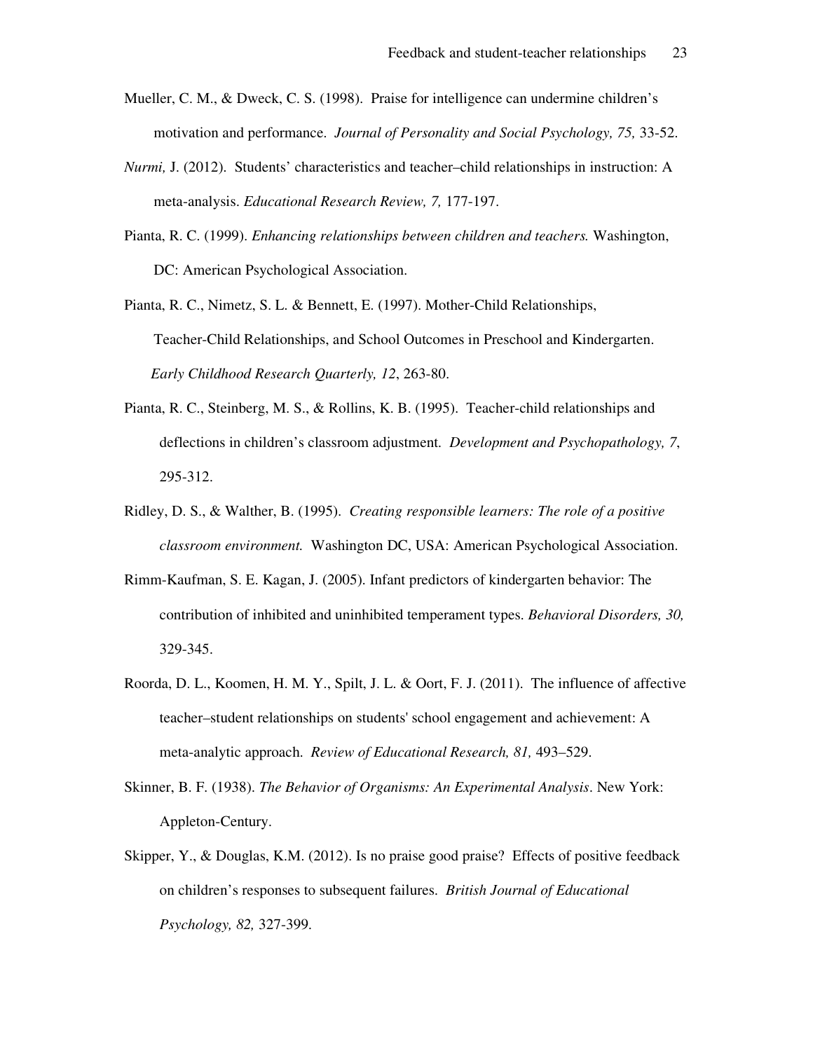Mueller, C. M., & Dweck, C. S. (1998). Praise for intelligence can undermine children's motivation and performance. *Journal of Personality and Social Psychology, 75,* 33-52.

*Nurmi,* J. (2012). Students' characteristics and teacher–child relationships in instruction: A meta-analysis. *Educational Research Review, 7,* 177-197.

Pianta, R. C. (1999). *Enhancing relationships between children and teachers.* Washington, DC: American Psychological Association.

Pianta, R. C., Nimetz, S. L. & Bennett, E. (1997). Mother-Child Relationships, Teacher-Child Relationships, and School Outcomes in Preschool and Kindergarten. *Early Childhood Research Quarterly, 12*, 263-80.

Pianta, R. C., Steinberg, M. S., & Rollins, K. B. (1995). Teacher-child relationships and deflections in children's classroom adjustment. *Development and Psychopathology, 7*, 295-312.

Ridley, D. S., & Walther, B. (1995). *Creating responsible learners: The role of a positive classroom environment.* Washington DC, USA: American Psychological Association.

Rimm-Kaufman, S. E. Kagan, J. (2005). Infant predictors of kindergarten behavior: The contribution of inhibited and uninhibited temperament types. *Behavioral Disorders, 30,* 329-345.

Roorda, D. L., Koomen, H. M. Y., Spilt, J. L. & Oort, F. J. (2011). The influence of affective teacher–student relationships on students' school engagement and achievement: A meta-analytic approach. *Review of Educational Research, 81,* 493–529.

Skinner, B. F. (1938). *The Behavior of Organisms: An Experimental Analysis*. New York: Appleton-Century.

Skipper, Y., & Douglas, K.M. (2012). Is no praise good praise? Effects of positive feedback on children's responses to subsequent failures. *British Journal of Educational Psychology, 82,* 327-399.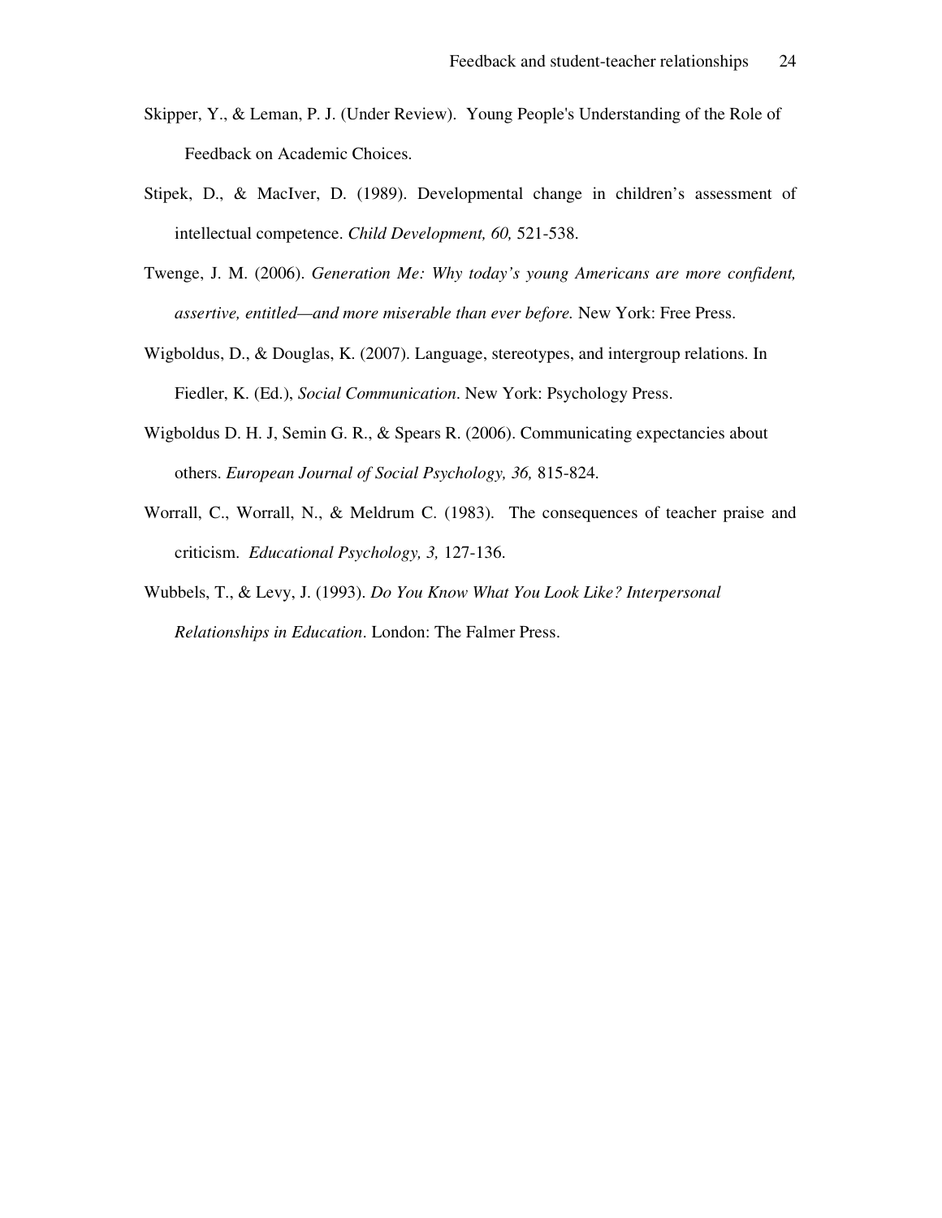Skipper, Y., & Leman, P. J. (Under Review). Young People's Understanding of the Role of Feedback on Academic Choices.

Stipek, D., & MacIver, D. (1989). Developmental change in children's assessment of intellectual competence. *Child Development, 60,* 521-538.

Twenge, J. M. (2006). *Generation Me: Why today's young Americans are more confident, assertive, entitled—and more miserable than ever before.* New York: Free Press.

Wigboldus, D., & Douglas, K. (2007). Language, stereotypes, and intergroup relations. In Fiedler, K. (Ed.), *Social Communication*. New York: Psychology Press.

Wigboldus D. H. J, Semin G. R., & Spears R. (2006). Communicating expectancies about others. *European Journal of Social Psychology, 36,* 815-824.

Worrall, C., Worrall, N., & Meldrum C. (1983). The consequences of teacher praise and criticism. *Educational Psychology, 3,* 127-136.

Wubbels, T., & Levy, J. (1993). *Do You Know What You Look Like? Interpersonal Relationships in Education*. London: The Falmer Press.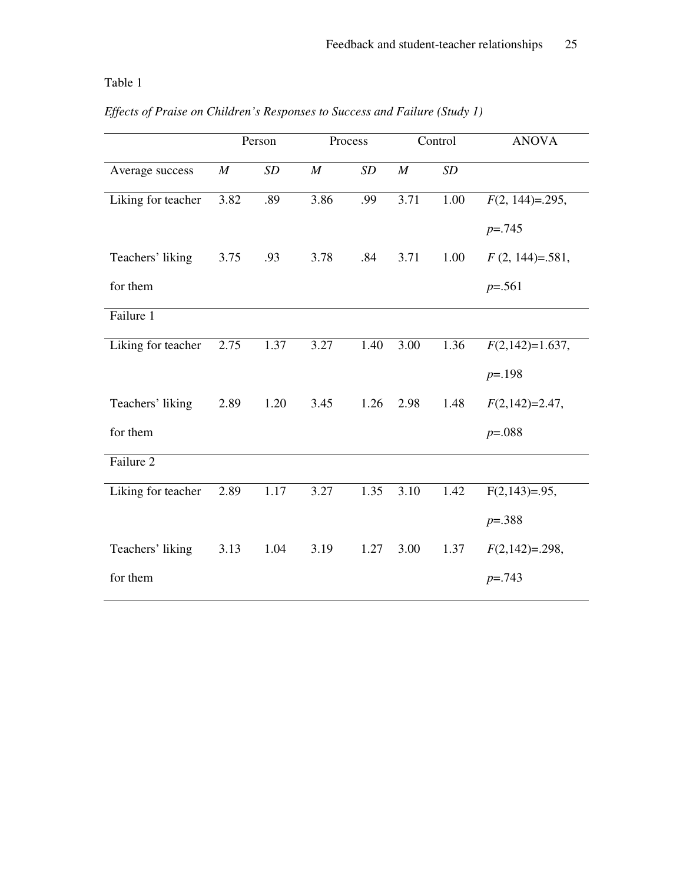Table 1

*Effects of Praise on Children's Responses to Success and Failure (Study 1)*

| | Person | | Process | | Control | | ANOVA |
|---|---|---|---|---|---|---|---|
| Average success | *M* | *SD* | *M* | *SD* | *M* | *SD* | |
| Liking for teacher | 3.82 | .89 | 3.86 | .99 | 3.71 | 1.00 | $F(2, 144)=.295$, $p=.745$ |
| Teachers' liking for them | 3.75 | .93 | 3.78 | .84 | 3.71 | 1.00 | $F(2, 144)=.581$, $p=.561$ |
| Failure 1 | | | | | | | |
| Liking for teacher | 2.75 | 1.37 | 3.27 | 1.40 | 3.00 | 1.36 | $F(2,142)=1.637$, $p=.198$ |
| Teachers' liking for them | 2.89 | 1.20 | 3.45 | 1.26 | 2.98 | 1.48 | $F(2,142)=2.47$, $p=.088$ |
| Failure 2 | | | | | | | |
| Liking for teacher | 2.89 | 1.17 | 3.27 | 1.35 | 3.10 | 1.42 | $F(2,143)=.95$, $p=.388$ |
| Teachers' liking for them | 3.13 | 1.04 | 3.19 | 1.27 | 3.00 | 1.37 | $F(2,142)=.298$, $p=.743$ |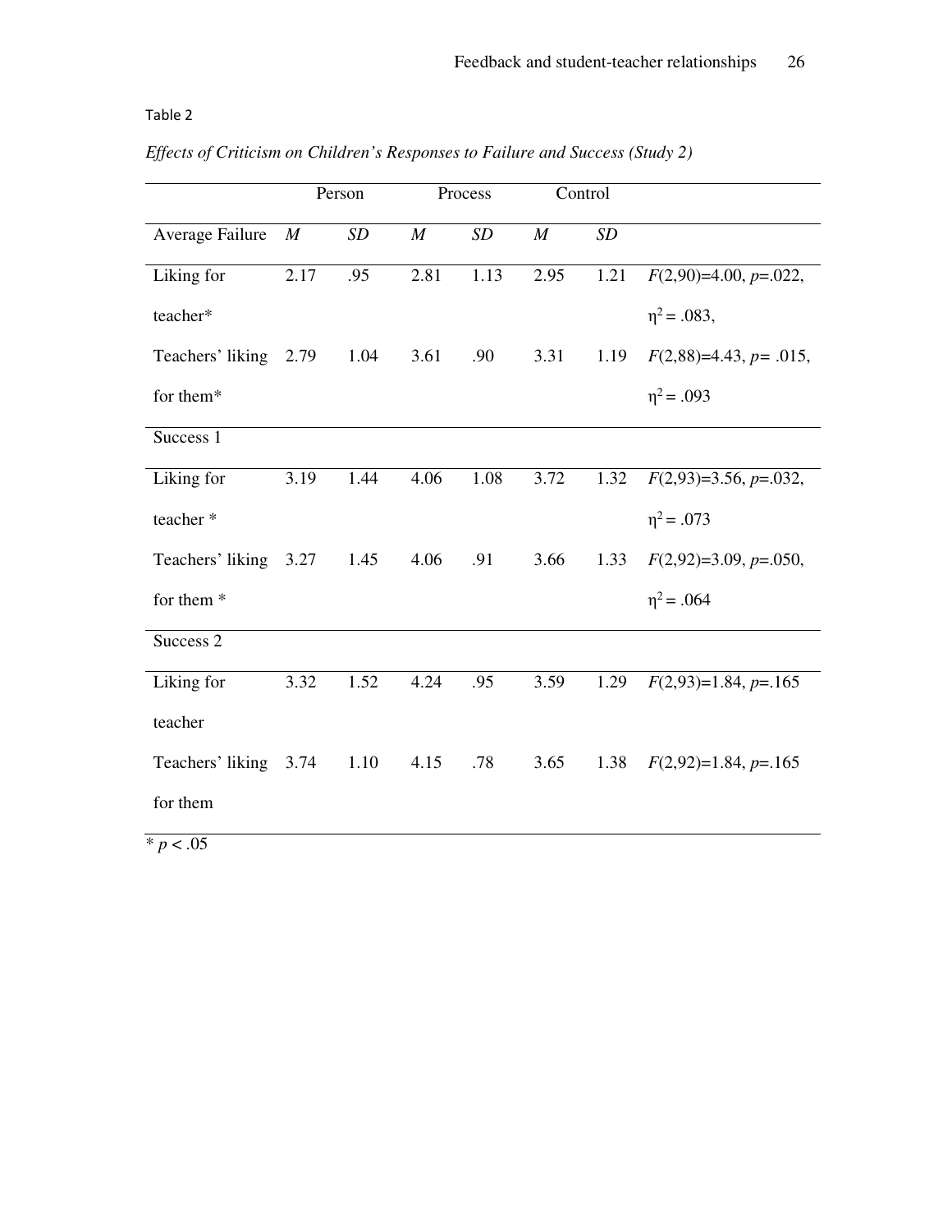Table 2

*Effects of Criticism on Children's Responses to Failure and Success (Study 2)*

| | Person | | Process | | Control | | |
|---|---|---|---|---|---|---|---|
| Average Failure | *M* | *SD* | *M* | *SD* | *M* | *SD* | |
| Liking for teacher* | 2.17 | .95 | 2.81 | 1.13 | 2.95 | 1.21 | $F(2,90)=4.00$, $p=.022$, $\eta^2 = .083$, |
| Teachers' liking for them* | 2.79 | 1.04 | 3.61 | .90 | 3.31 | 1.19 | $F(2,88)=4.43$, $p= .015$, $\eta^2 = .093$ |
| Success 1 | | | | | | | |
| Liking for teacher * | 3.19 | 1.44 | 4.06 | 1.08 | 3.72 | 1.32 | $F(2,93)=3.56$, $p=.032$, $\eta^2 = .073$ |
| Teachers' liking for them * | 3.27 | 1.45 | 4.06 | .91 | 3.66 | 1.33 | $F(2,92)=3.09$, $p=.050$, $\eta^2 = .064$ |
| Success 2 | | | | | | | |
| Liking for teacher | 3.32 | 1.52 | 4.24 | .95 | 3.59 | 1.29 | $F(2,93)=1.84$, $p=.165$ |
| Teachers' liking for them | 3.74 | 1.10 | 4.15 | .78 | 3.65 | 1.38 | $F(2,92)=1.84$, $p=.165$ |

* $p < .05$